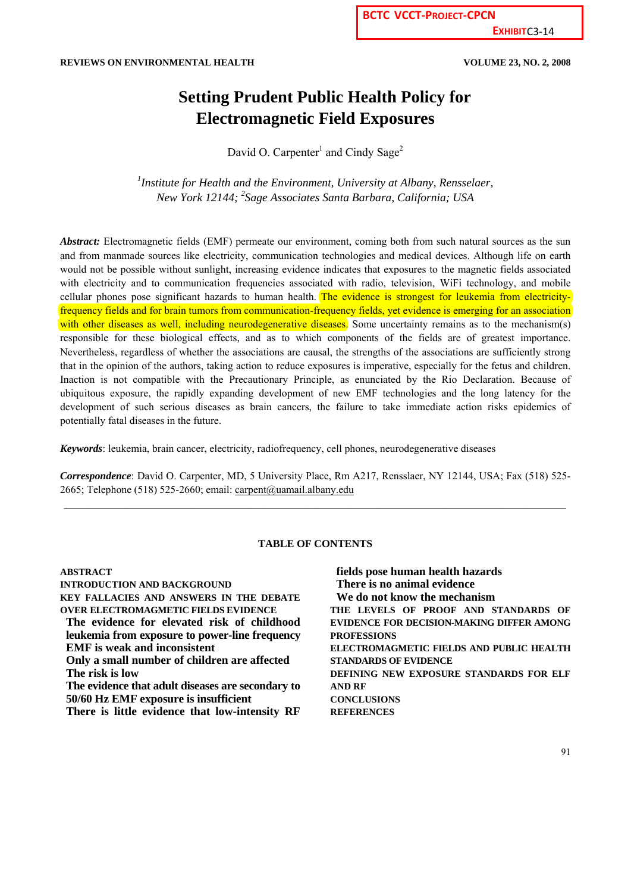BCTC VCCT-PROJECT-CPCN
EXHIBIT C3-14

# Setting Prudent Public Health Policy for Electromagnetic Field Exposures

David O. Carpenter[1] and Cindy Sage[2]

*[1]Institute for Health and the Environment, University at Albany, Rensselaer, New York 12144; [2]Sage Associates Santa Barbara, California; USA*

***Abstract:*** Electromagnetic fields (EMF) permeate our environment, coming both from such natural sources as the sun and from manmade sources like electricity, communication technologies and medical devices. Although life on earth would not be possible without sunlight, increasing evidence indicates that exposures to the magnetic fields associated with electricity and to communication frequencies associated with radio, television, WiFi technology, and mobile cellular phones pose significant hazards to human health. The evidence is strongest for leukemia from electricity-frequency fields and for brain tumors from communication-frequency fields, yet evidence is emerging for an association with other diseases as well, including neurodegenerative diseases. Some uncertainty remains as to the mechanism(s) responsible for these biological effects, and as to which components of the fields are of greatest importance. Nevertheless, regardless of whether the associations are causal, the strengths of the associations are sufficiently strong that in the opinion of the authors, taking action to reduce exposures is imperative, especially for the fetus and children. Inaction is not compatible with the Precautionary Principle, as enunciated by the Rio Declaration. Because of ubiquitous exposure, the rapidly expanding development of new EMF technologies and the long latency for the development of such serious diseases as brain cancers, the failure to take immediate action risks epidemics of potentially fatal diseases in the future.

***Keywords***: leukemia, brain cancer, electricity, radiofrequency, cell phones, neurodegenerative diseases

***Correspondence***: David O. Carpenter, MD, 5 University Place, Rm A217, Rensslaer, NY 12144, USA; Fax (518) 525-2665; Telephone (518) 525-2660; email: carpent@uamail.albany.edu

---

**TABLE OF CONTENTS**

**ABSTRACT**
**INTRODUCTION AND BACKGROUND**
**KEY FALLACIES AND ANSWERS IN THE DEBATE OVER ELECTROMAGMETIC FIELDS EVIDENCE**
- **The evidence for elevated risk of childhood leukemia from exposure to power-line frequency EMF is weak and inconsistent**
- **Only a small number of children are affected**
- **The risk is low**
- **The evidence that adult diseases are secondary to 50/60 Hz EMF exposure is insufficient**
- **There is little evidence that low-intensity RF fields pose human health hazards**
- **There is no animal evidence**
- **We do not know the mechanism**

**THE LEVELS OF PROOF AND STANDARDS OF EVIDENCE FOR DECISION-MAKING DIFFER AMONG PROFESSIONS**
**ELECTROMAGNETIC FIELDS AND PUBLIC HEALTH STANDARDS OF EVIDENCE**
**DEFINING NEW EXPOSURE STANDARDS FOR ELF AND RF**
**CONCLUSIONS**
**REFERENCES**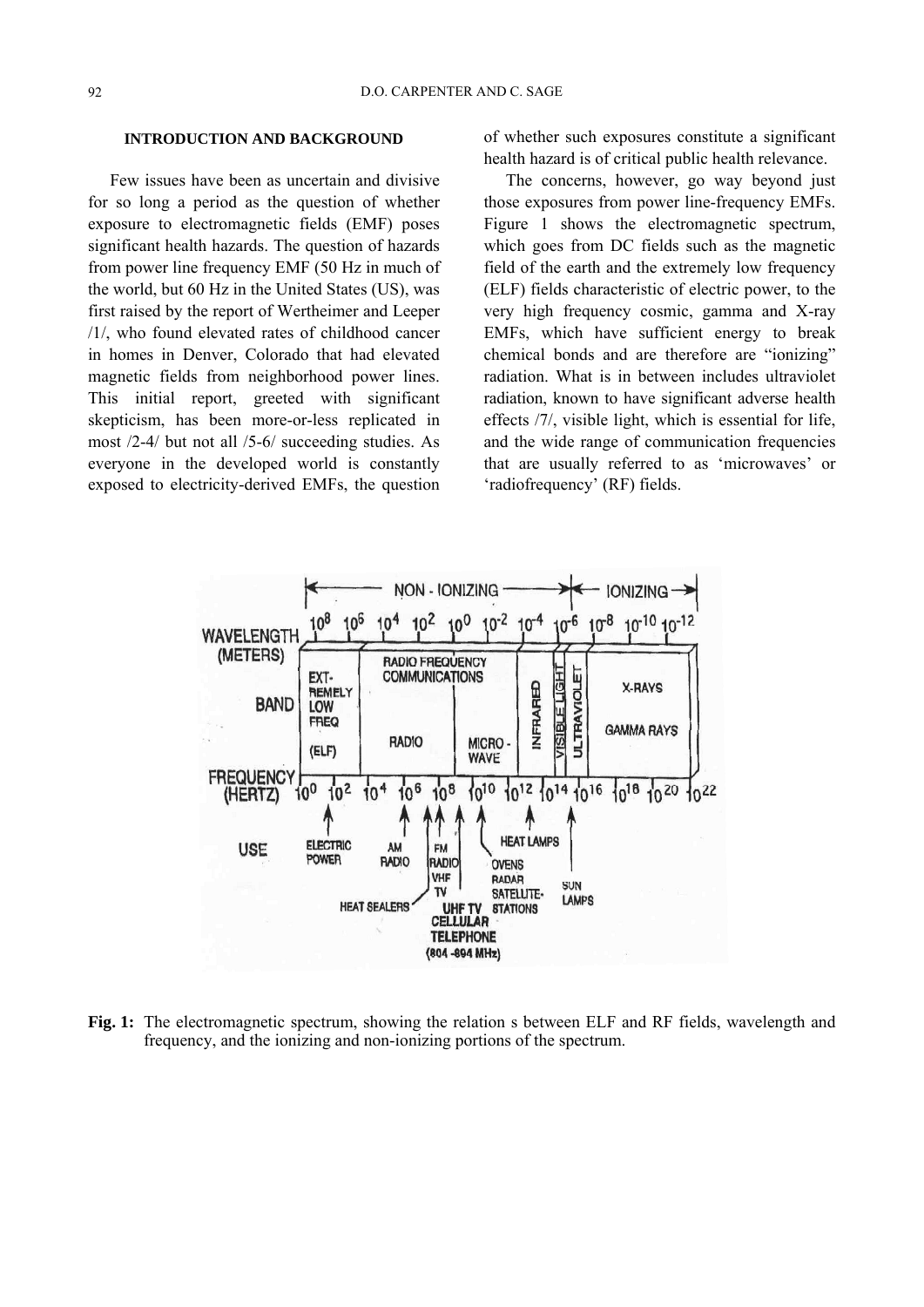## INTRODUCTION AND BACKGROUND

Few issues have been as uncertain and divisive for so long a period as the question of whether exposure to electromagnetic fields (EMF) poses significant health hazards. The question of hazards from power line frequency EMF (50 Hz in much of the world, but 60 Hz in the United States (US), was first raised by the report of Wertheimer and Leeper /1/, who found elevated rates of childhood cancer in homes in Denver, Colorado that had elevated magnetic fields from neighborhood power lines. This initial report, greeted with significant skepticism, has been more-or-less replicated in most /2-4/ but not all /5-6/ succeeding studies. As everyone in the developed world is constantly exposed to electricity-derived EMFs, the question of whether such exposures constitute a significant health hazard is of critical public health relevance.

The concerns, however, go way beyond just those exposures from power line-frequency EMFs. Figure 1 shows the electromagnetic spectrum, which goes from DC fields such as the magnetic field of the earth and the extremely low frequency (ELF) fields characteristic of electric power, to the very high frequency cosmic, gamma and X-ray EMFs, which have sufficient energy to break chemical bonds and are therefore are "ionizing" radiation. What is in between includes ultraviolet radiation, known to have significant adverse health effects /7/, visible light, which is essential for life, and the wide range of communication frequencies that are usually referred to as 'microwaves' or 'radiofrequency' (RF) fields.

**Fig. 1:** The electromagnetic spectrum, showing the relation s between ELF and RF fields, wavelength and frequency, and the ionizing and non-ionizing portions of the spectrum.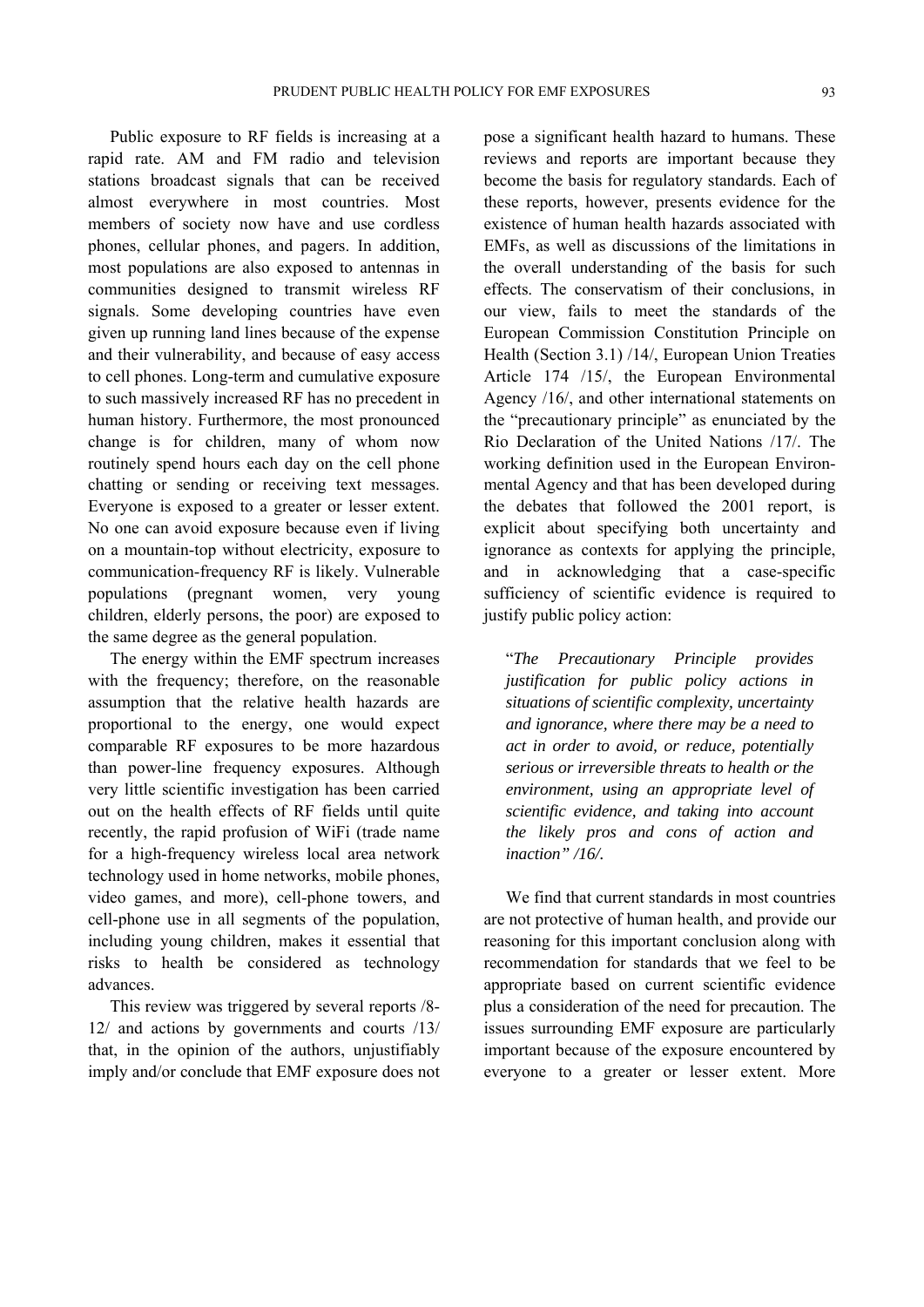Public exposure to RF fields is increasing at a rapid rate. AM and FM radio and television stations broadcast signals that can be received almost everywhere in most countries. Most members of society now have and use cordless phones, cellular phones, and pagers. In addition, most populations are also exposed to antennas in communities designed to transmit wireless RF signals. Some developing countries have even given up running land lines because of the expense and their vulnerability, and because of easy access to cell phones. Long-term and cumulative exposure to such massively increased RF has no precedent in human history. Furthermore, the most pronounced change is for children, many of whom now routinely spend hours each day on the cell phone chatting or sending or receiving text messages. Everyone is exposed to a greater or lesser extent. No one can avoid exposure because even if living on a mountain-top without electricity, exposure to communication-frequency RF is likely. Vulnerable populations (pregnant women, very young children, elderly persons, the poor) are exposed to the same degree as the general population.

The energy within the EMF spectrum increases with the frequency; therefore, on the reasonable assumption that the relative health hazards are proportional to the energy, one would expect comparable RF exposures to be more hazardous than power-line frequency exposures. Although very little scientific investigation has been carried out on the health effects of RF fields until quite recently, the rapid profusion of WiFi (trade name for a high-frequency wireless local area network technology used in home networks, mobile phones, video games, and more), cell-phone towers, and cell-phone use in all segments of the population, including young children, makes it essential that risks to health be considered as technology advances.

This review was triggered by several reports /8-12/ and actions by governments and courts /13/ that, in the opinion of the authors, unjustifiably imply and/or conclude that EMF exposure does not pose a significant health hazard to humans. These reviews and reports are important because they become the basis for regulatory standards. Each of these reports, however, presents evidence for the existence of human health hazards associated with EMFs, as well as discussions of the limitations in the overall understanding of the basis for such effects. The conservatism of their conclusions, in our view, fails to meet the standards of the European Commission Constitution Principle on Health (Section 3.1) /14/, European Union Treaties Article 174 /15/, the European Environmental Agency /16/, and other international statements on the "precautionary principle" as enunciated by the Rio Declaration of the United Nations /17/. The working definition used in the European Environmental Agency and that has been developed during the debates that followed the 2001 report, is explicit about specifying both uncertainty and ignorance as contexts for applying the principle, and in acknowledging that a case-specific sufficiency of scientific evidence is required to justify public policy action:

> "*The Precautionary Principle provides justification for public policy actions in situations of scientific complexity, uncertainty and ignorance, where there may be a need to act in order to avoid, or reduce, potentially serious or irreversible threats to health or the environment, using an appropriate level of scientific evidence, and taking into account the likely pros and cons of action and inaction" /16/.*

We find that current standards in most countries are not protective of human health, and provide our reasoning for this important conclusion along with recommendation for standards that we feel to be appropriate based on current scientific evidence plus a consideration of the need for precaution. The issues surrounding EMF exposure are particularly important because of the exposure encountered by everyone to a greater or lesser extent. More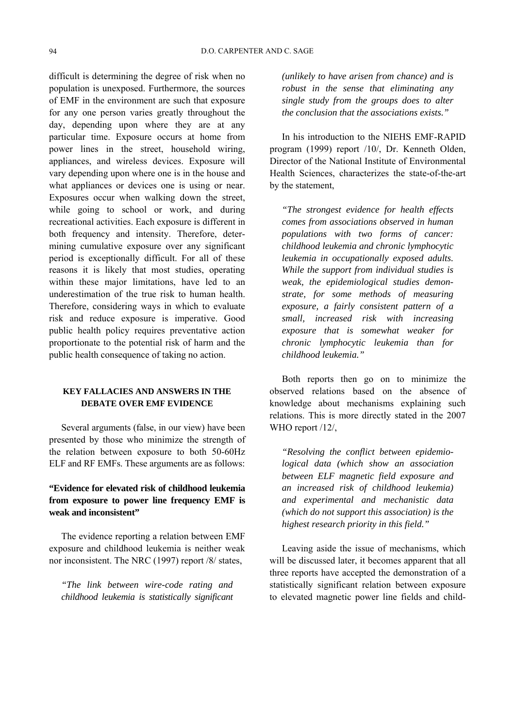difficult is determining the degree of risk when no population is unexposed. Furthermore, the sources of EMF in the environment are such that exposure for any one person varies greatly throughout the day, depending upon where they are at any particular time. Exposure occurs at home from power lines in the street, household wiring, appliances, and wireless devices. Exposure will vary depending upon where one is in the house and what appliances or devices one is using or near. Exposures occur when walking down the street, while going to school or work, and during recreational activities. Each exposure is different in both frequency and intensity. Therefore, determining cumulative exposure over any significant period is exceptionally difficult. For all of these reasons it is likely that most studies, operating within these major limitations, have led to an underestimation of the true risk to human health. Therefore, considering ways in which to evaluate risk and reduce exposure is imperative. Good public health policy requires preventative action proportionate to the potential risk of harm and the public health consequence of taking no action.

## KEY FALLACIES AND ANSWERS IN THE DEBATE OVER EMF EVIDENCE

Several arguments (false, in our view) have been presented by those who minimize the strength of the relation between exposure to both 50-60Hz ELF and RF EMFs. These arguments are as follows:

### "Evidence for elevated risk of childhood leukemia from exposure to power line frequency EMF is weak and inconsistent"

The evidence reporting a relation between EMF exposure and childhood leukemia is neither weak nor inconsistent. The NRC (1997) report /8/ states,

> *"The link between wire-code rating and childhood leukemia is statistically significant (unlikely to have arisen from chance) and is robust in the sense that eliminating any single study from the groups does to alter the conclusion that the associations exists."*

In his introduction to the NIEHS EMF-RAPID program (1999) report /10/, Dr. Kenneth Olden, Director of the National Institute of Environmental Health Sciences, characterizes the state-of-the-art by the statement,

> *"The strongest evidence for health effects comes from associations observed in human populations with two forms of cancer: childhood leukemia and chronic lymphocytic leukemia in occupationally exposed adults. While the support from individual studies is weak, the epidemiological studies demonstrate, for some methods of measuring exposure, a fairly consistent pattern of a small, increased risk with increasing exposure that is somewhat weaker for chronic lymphocytic leukemia than for childhood leukemia."*

Both reports then go on to minimize the observed relations based on the absence of knowledge about mechanisms explaining such relations. This is more directly stated in the 2007 WHO report /12/,

> *"Resolving the conflict between epidemiological data (which show an association between ELF magnetic field exposure and an increased risk of childhood leukemia) and experimental and mechanistic data (which do not support this association) is the highest research priority in this field."*

Leaving aside the issue of mechanisms, which will be discussed later, it becomes apparent that all three reports have accepted the demonstration of a statistically significant relation between exposure to elevated magnetic power line fields and child-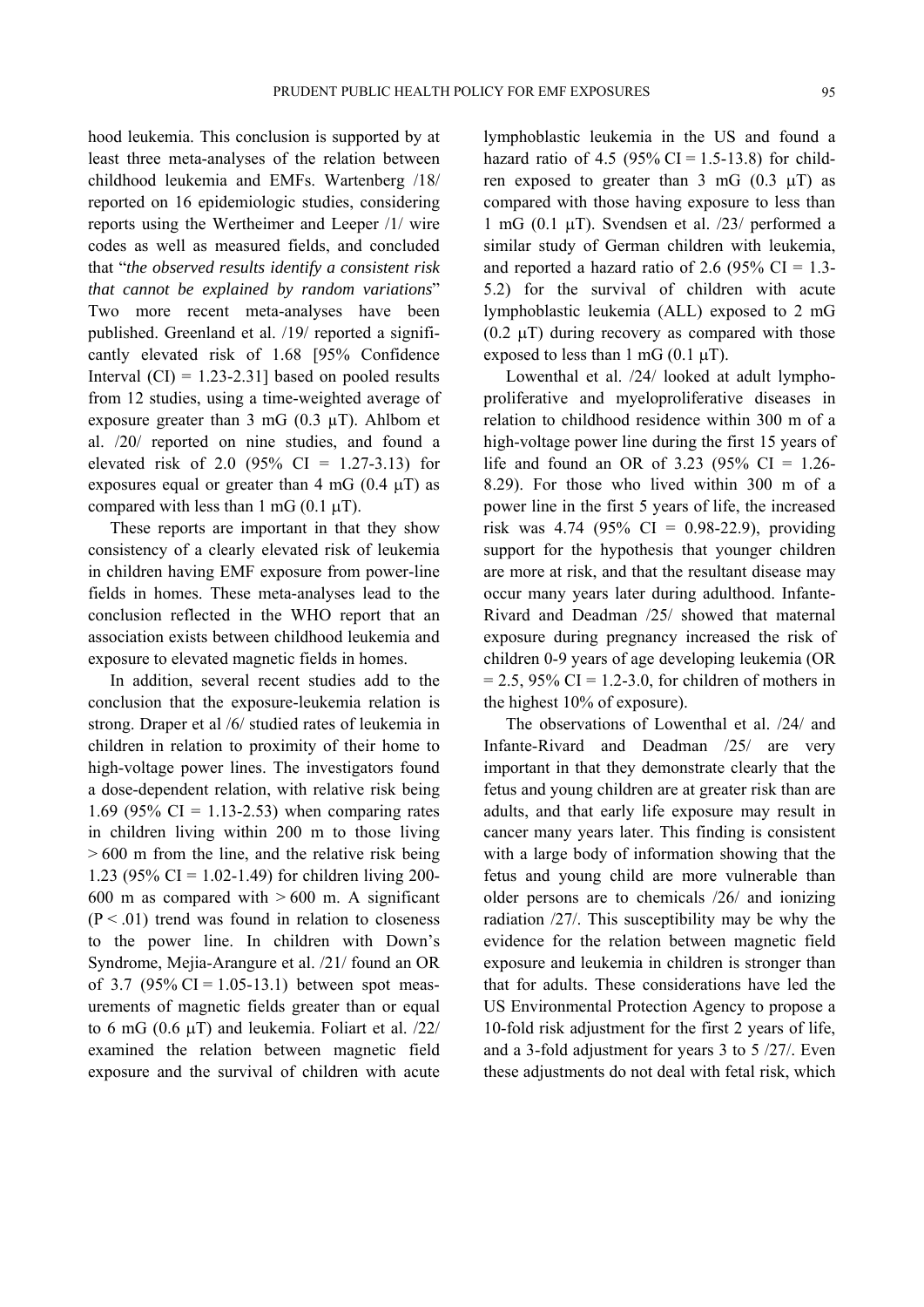hood leukemia. This conclusion is supported by at least three meta-analyses of the relation between childhood leukemia and EMFs. Wartenberg /18/ reported on 16 epidemiologic studies, considering reports using the Wertheimer and Leeper /1/ wire codes as well as measured fields, and concluded that "*the observed results identify a consistent risk that cannot be explained by random variations*" Two more recent meta-analyses have been published. Greenland et al. /19/ reported a significantly elevated risk of 1.68 [95% Confidence Interval (CI) = 1.23-2.31] based on pooled results from 12 studies, using a time-weighted average of exposure greater than 3 mG (0.3 μT). Ahlbom et al. /20/ reported on nine studies, and found a elevated risk of 2.0 (95% CI = 1.27-3.13) for exposures equal or greater than 4 mG (0.4 μT) as compared with less than 1 mG (0.1 μT).

These reports are important in that they show consistency of a clearly elevated risk of leukemia in children having EMF exposure from power-line fields in homes. These meta-analyses lead to the conclusion reflected in the WHO report that an association exists between childhood leukemia and exposure to elevated magnetic fields in homes.

In addition, several recent studies add to the conclusion that the exposure-leukemia relation is strong. Draper et al /6/ studied rates of leukemia in children in relation to proximity of their home to high-voltage power lines. The investigators found a dose-dependent relation, with relative risk being 1.69 (95% CI = 1.13-2.53) when comparing rates in children living within 200 m to those living > 600 m from the line, and the relative risk being 1.23 (95% CI = 1.02-1.49) for children living 200-600 m as compared with > 600 m. A significant ($P < .01$) trend was found in relation to closeness to the power line. In children with Down's Syndrome, Mejia-Arangure et al. /21/ found an OR of 3.7 (95% CI = 1.05-13.1) between spot measurements of magnetic fields greater than or equal to 6 mG (0.6 μT) and leukemia. Foliart et al. /22/ examined the relation between magnetic field exposure and the survival of children with acute lymphoblastic leukemia in the US and found a hazard ratio of 4.5 (95% CI = 1.5-13.8) for children exposed to greater than 3 mG (0.3 μT) as compared with those having exposure to less than 1 mG (0.1 μT). Svendsen et al. /23/ performed a similar study of German children with leukemia, and reported a hazard ratio of 2.6 (95% CI = 1.3-5.2) for the survival of children with acute lymphoblastic leukemia (ALL) exposed to 2 mG (0.2 μT) during recovery as compared with those exposed to less than 1 mG (0.1 μT).

Lowenthal et al. /24/ looked at adult lymphoproliferative and myeloproliferative diseases in relation to childhood residence within 300 m of a high-voltage power line during the first 15 years of life and found an OR of 3.23 (95% CI = 1.26-8.29). For those who lived within 300 m of a power line in the first 5 years of life, the increased risk was 4.74 (95% CI = 0.98-22.9), providing support for the hypothesis that younger children are more at risk, and that the resultant disease may occur many years later during adulthood. Infante-Rivard and Deadman /25/ showed that maternal exposure during pregnancy increased the risk of children 0-9 years of age developing leukemia (OR = 2.5, 95% CI = 1.2-3.0, for children of mothers in the highest 10% of exposure).

The observations of Lowenthal et al. /24/ and Infante-Rivard and Deadman /25/ are very important in that they demonstrate clearly that the fetus and young children are at greater risk than are adults, and that early life exposure may result in cancer many years later. This finding is consistent with a large body of information showing that the fetus and young child are more vulnerable than older persons are to chemicals /26/ and ionizing radiation /27/. This susceptibility may be why the evidence for the relation between magnetic field exposure and leukemia in children is stronger than that for adults. These considerations have led the US Environmental Protection Agency to propose a 10-fold risk adjustment for the first 2 years of life, and a 3-fold adjustment for years 3 to 5 /27/. Even these adjustments do not deal with fetal risk, which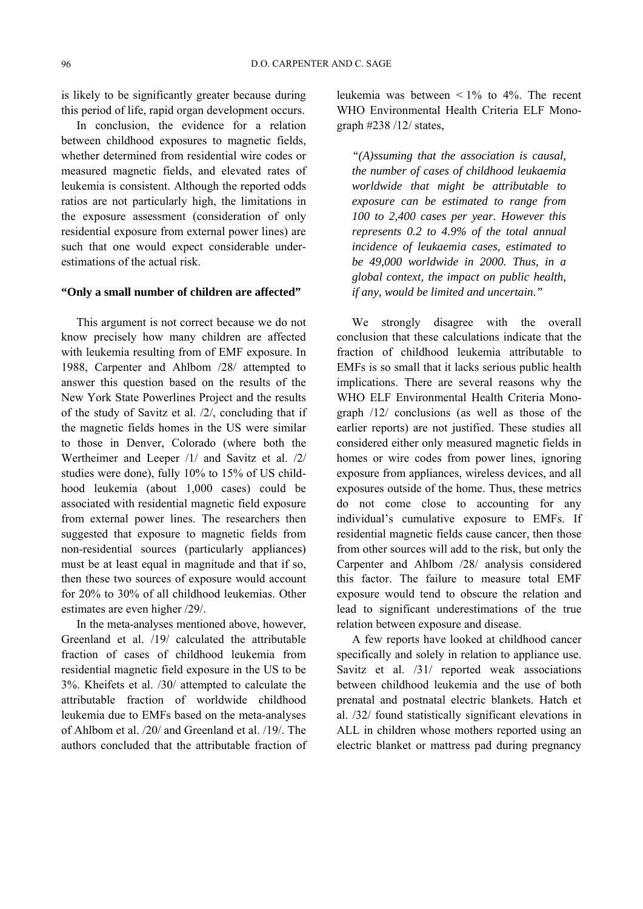is likely to be significantly greater because during this period of life, rapid organ development occurs.

In conclusion, the evidence for a relation between childhood exposures to magnetic fields, whether determined from residential wire codes or measured magnetic fields, and elevated rates of leukemia is consistent. Although the reported odds ratios are not particularly high, the limitations in the exposure assessment (consideration of only residential exposure from external power lines) are such that one would expect considerable underestimations of the actual risk.

## "Only a small number of children are affected"

This argument is not correct because we do not know precisely how many children are affected with leukemia resulting from of EMF exposure. In 1988, Carpenter and Ahlbom /28/ attempted to answer this question based on the results of the New York State Powerlines Project and the results of the study of Savitz et al. /2/, concluding that if the magnetic fields homes in the US were similar to those in Denver, Colorado (where both the Wertheimer and Leeper /1/ and Savitz et al. /2/ studies were done), fully 10% to 15% of US childhood leukemia (about 1,000 cases) could be associated with residential magnetic field exposure from external power lines. The researchers then suggested that exposure to magnetic fields from non-residential sources (particularly appliances) must be at least equal in magnitude and that if so, then these two sources of exposure would account for 20% to 30% of all childhood leukemias. Other estimates are even higher /29/.

In the meta-analyses mentioned above, however, Greenland et al. /19/ calculated the attributable fraction of cases of childhood leukemia from residential magnetic field exposure in the US to be 3%. Kheifets et al. /30/ attempted to calculate the attributable fraction of worldwide childhood leukemia due to EMFs based on the meta-analyses of Ahlbom et al. /20/ and Greenland et al. /19/. The authors concluded that the attributable fraction of leukemia was between < 1% to 4%. The recent WHO Environmental Health Criteria ELF Monograph #238 /12/ states,

> *"(A)ssuming that the association is causal, the number of cases of childhood leukaemia worldwide that might be attributable to exposure can be estimated to range from 100 to 2,400 cases per year. However this represents 0.2 to 4.9% of the total annual incidence of leukaemia cases, estimated to be 49,000 worldwide in 2000. Thus, in a global context, the impact on public health, if any, would be limited and uncertain."*

We strongly disagree with the overall conclusion that these calculations indicate that the fraction of childhood leukemia attributable to EMFs is so small that it lacks serious public health implications. There are several reasons why the WHO ELF Environmental Health Criteria Monograph /12/ conclusions (as well as those of the earlier reports) are not justified. These studies all considered either only measured magnetic fields in homes or wire codes from power lines, ignoring exposure from appliances, wireless devices, and all exposures outside of the home. Thus, these metrics do not come close to accounting for any individual's cumulative exposure to EMFs. If residential magnetic fields cause cancer, then those from other sources will add to the risk, but only the Carpenter and Ahlbom /28/ analysis considered this factor. The failure to measure total EMF exposure would tend to obscure the relation and lead to significant underestimations of the true relation between exposure and disease.

A few reports have looked at childhood cancer specifically and solely in relation to appliance use. Savitz et al. /31/ reported weak associations between childhood leukemia and the use of both prenatal and postnatal electric blankets. Hatch et al. /32/ found statistically significant elevations in ALL in children whose mothers reported using an electric blanket or mattress pad during pregnancy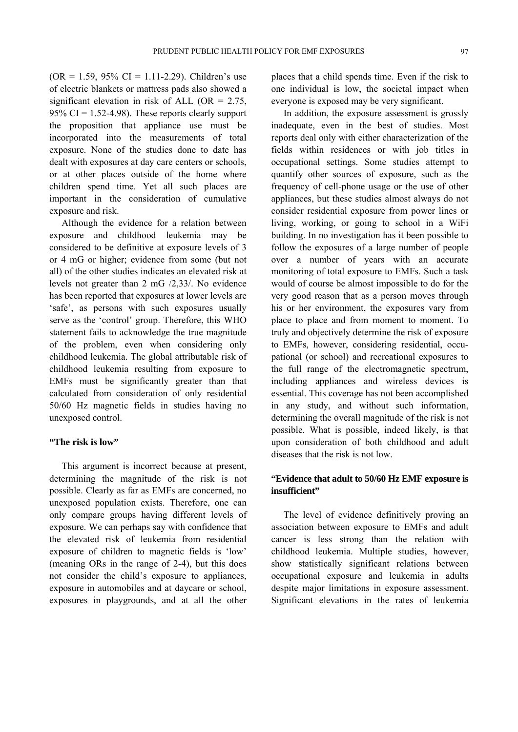(OR = 1.59, 95% CI = 1.11-2.29). Children's use of electric blankets or mattress pads also showed a significant elevation in risk of ALL (OR = 2.75, 95% CI = 1.52-4.98). These reports clearly support the proposition that appliance use must be incorporated into the measurements of total exposure. None of the studies done to date has dealt with exposures at day care centers or schools, or at other places outside of the home where children spend time. Yet all such places are important in the consideration of cumulative exposure and risk.

Although the evidence for a relation between exposure and childhood leukemia may be considered to be definitive at exposure levels of 3 or 4 mG or higher; evidence from some (but not all) of the other studies indicates an elevated risk at levels not greater than 2 mG /2,33/. No evidence has been reported that exposures at lower levels are 'safe', as persons with such exposures usually serve as the 'control' group. Therefore, this WHO statement fails to acknowledge the true magnitude of the problem, even when considering only childhood leukemia. The global attributable risk of childhood leukemia resulting from exposure to EMFs must be significantly greater than that calculated from consideration of only residential 50/60 Hz magnetic fields in studies having no unexposed control.

### "The risk is low"

This argument is incorrect because at present, determining the magnitude of the risk is not possible. Clearly as far as EMFs are concerned, no unexposed population exists. Therefore, one can only compare groups having different levels of exposure. We can perhaps say with confidence that the elevated risk of leukemia from residential exposure of children to magnetic fields is 'low' (meaning ORs in the range of 2-4), but this does not consider the child's exposure to appliances, exposure in automobiles and at daycare or school, exposures in playgrounds, and at all the other places that a child spends time. Even if the risk to one individual is low, the societal impact when everyone is exposed may be very significant.

In addition, the exposure assessment is grossly inadequate, even in the best of studies. Most reports deal only with either characterization of the fields within residences or with job titles in occupational settings. Some studies attempt to quantify other sources of exposure, such as the frequency of cell-phone usage or the use of other appliances, but these studies almost always do not consider residential exposure from power lines or living, working, or going to school in a WiFi building. In no investigation has it been possible to follow the exposures of a large number of people over a number of years with an accurate monitoring of total exposure to EMFs. Such a task would of course be almost impossible to do for the very good reason that as a person moves through his or her environment, the exposures vary from place to place and from moment to moment. To truly and objectively determine the risk of exposure to EMFs, however, considering residential, occupational (or school) and recreational exposures to the full range of the electromagnetic spectrum, including appliances and wireless devices is essential. This coverage has not been accomplished in any study, and without such information, determining the overall magnitude of the risk is not possible. What is possible, indeed likely, is that upon consideration of both childhood and adult diseases that the risk is not low.

### "Evidence that adult to 50/60 Hz EMF exposure is insufficient"

The level of evidence definitively proving an association between exposure to EMFs and adult cancer is less strong than the relation with childhood leukemia. Multiple studies, however, show statistically significant relations between occupational exposure and leukemia in adults despite major limitations in exposure assessment. Significant elevations in the rates of leukemia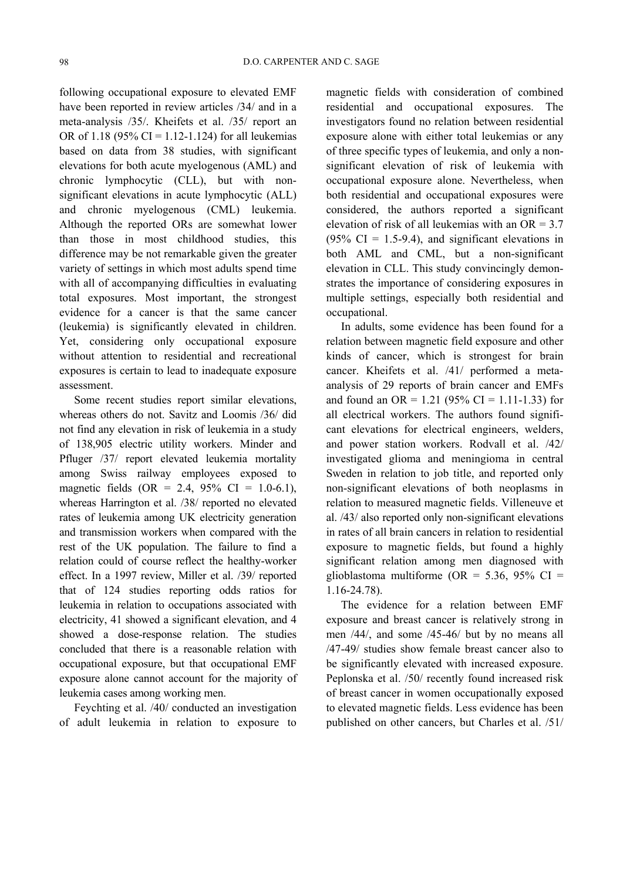following occupational exposure to elevated EMF have been reported in review articles /34/ and in a meta-analysis /35/. Kheifets et al. /35/ report an OR of 1.18 (95% CI = 1.12-1.124) for all leukemias based on data from 38 studies, with significant elevations for both acute myelogenous (AML) and chronic lymphocytic (CLL), but with non-significant elevations in acute lymphocytic (ALL) and chronic myelogenous (CML) leukemia. Although the reported ORs are somewhat lower than those in most childhood studies, this difference may be not remarkable given the greater variety of settings in which most adults spend time with all of accompanying difficulties in evaluating total exposures. Most important, the strongest evidence for a cancer is that the same cancer (leukemia) is significantly elevated in children. Yet, considering only occupational exposure without attention to residential and recreational exposures is certain to lead to inadequate exposure assessment.

Some recent studies report similar elevations, whereas others do not. Savitz and Loomis /36/ did not find any elevation in risk of leukemia in a study of 138,905 electric utility workers. Minder and Pfluger /37/ report elevated leukemia mortality among Swiss railway employees exposed to magnetic fields (OR = 2.4, 95% CI = 1.0-6.1), whereas Harrington et al. /38/ reported no elevated rates of leukemia among UK electricity generation and transmission workers when compared with the rest of the UK population. The failure to find a relation could of course reflect the healthy-worker effect. In a 1997 review, Miller et al. /39/ reported that of 124 studies reporting odds ratios for leukemia in relation to occupations associated with electricity, 41 showed a significant elevation, and 4 showed a dose-response relation. The studies concluded that there is a reasonable relation with occupational exposure, but that occupational EMF exposure alone cannot account for the majority of leukemia cases among working men.

Feychting et al. /40/ conducted an investigation of adult leukemia in relation to exposure to magnetic fields with consideration of combined residential and occupational exposures. The investigators found no relation between residential exposure alone with either total leukemias or any of three specific types of leukemia, and only a non-significant elevation of risk of leukemia with occupational exposure alone. Nevertheless, when both residential and occupational exposures were considered, the authors reported a significant elevation of risk of all leukemias with an OR = 3.7 (95% CI = 1.5-9.4), and significant elevations in both AML and CML, but a non-significant elevation in CLL. This study convincingly demonstrates the importance of considering exposures in multiple settings, especially both residential and occupational.

In adults, some evidence has been found for a relation between magnetic field exposure and other kinds of cancer, which is strongest for brain cancer. Kheifets et al. /41/ performed a meta-analysis of 29 reports of brain cancer and EMFs and found an OR = 1.21 (95% CI = 1.11-1.33) for all electrical workers. The authors found significant elevations for electrical engineers, welders, and power station workers. Rodvall et al. /42/ investigated glioma and meningioma in central Sweden in relation to job title, and reported only non-significant elevations of both neoplasms in relation to measured magnetic fields. Villeneuve et al. /43/ also reported only non-significant elevations in rates of all brain cancers in relation to residential exposure to magnetic fields, but found a highly significant relation among men diagnosed with glioblastoma multiforme (OR = 5.36, 95% CI = 1.16-24.78).

The evidence for a relation between EMF exposure and breast cancer is relatively strong in men /44/, and some /45-46/ but by no means all /47-49/ studies show female breast cancer also to be significantly elevated with increased exposure. Peplonska et al. /50/ recently found increased risk of breast cancer in women occupationally exposed to elevated magnetic fields. Less evidence has been published on other cancers, but Charles et al. /51/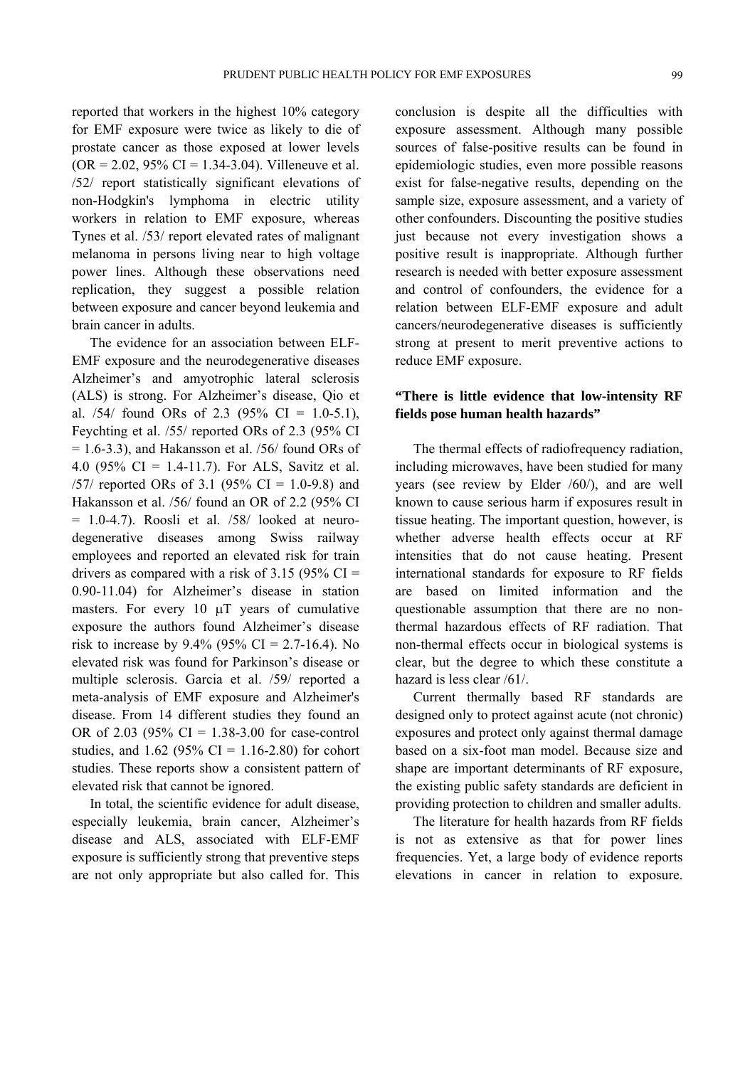reported that workers in the highest 10% category for EMF exposure were twice as likely to die of prostate cancer as those exposed at lower levels (OR = 2.02, 95% CI = 1.34-3.04). Villeneuve et al. /52/ report statistically significant elevations of non-Hodgkin's lymphoma in electric utility workers in relation to EMF exposure, whereas Tynes et al. /53/ report elevated rates of malignant melanoma in persons living near to high voltage power lines. Although these observations need replication, they suggest a possible relation between exposure and cancer beyond leukemia and brain cancer in adults.

The evidence for an association between ELF-EMF exposure and the neurodegenerative diseases Alzheimer's and amyotrophic lateral sclerosis (ALS) is strong. For Alzheimer's disease, Qio et al. /54/ found ORs of 2.3 (95% CI = 1.0-5.1), Feychting et al. /55/ reported ORs of 2.3 (95% CI = 1.6-3.3), and Hakansson et al. /56/ found ORs of 4.0 (95% CI = 1.4-11.7). For ALS, Savitz et al. /57/ reported ORs of 3.1 (95% CI = 1.0-9.8) and Hakansson et al. /56/ found an OR of 2.2 (95% CI = 1.0-4.7). Roosli et al. /58/ looked at neuro-degenerative diseases among Swiss railway employees and reported an elevated risk for train drivers as compared with a risk of 3.15 (95% CI = 0.90-11.04) for Alzheimer's disease in station masters. For every 10 μT years of cumulative exposure the authors found Alzheimer's disease risk to increase by 9.4% (95% CI = 2.7-16.4). No elevated risk was found for Parkinson's disease or multiple sclerosis. Garcia et al. /59/ reported a meta-analysis of EMF exposure and Alzheimer's disease. From 14 different studies they found an OR of 2.03 (95% CI = 1.38-3.00 for case-control studies, and 1.62 (95% CI = 1.16-2.80) for cohort studies. These reports show a consistent pattern of elevated risk that cannot be ignored.

In total, the scientific evidence for adult disease, especially leukemia, brain cancer, Alzheimer's disease and ALS, associated with ELF-EMF exposure is sufficiently strong that preventive steps are not only appropriate but also called for. This conclusion is despite all the difficulties with exposure assessment. Although many possible sources of false-positive results can be found in epidemiologic studies, even more possible reasons exist for false-negative results, depending on the sample size, exposure assessment, and a variety of other confounders. Discounting the positive studies just because not every investigation shows a positive result is inappropriate. Although further research is needed with better exposure assessment and control of confounders, the evidence for a relation between ELF-EMF exposure and adult cancers/neurodegenerative diseases is sufficiently strong at present to merit preventive actions to reduce EMF exposure.

### "There is little evidence that low-intensity RF fields pose human health hazards"

The thermal effects of radiofrequency radiation, including microwaves, have been studied for many years (see review by Elder /60/), and are well known to cause serious harm if exposures result in tissue heating. The important question, however, is whether adverse health effects occur at RF intensities that do not cause heating. Present international standards for exposure to RF fields are based on limited information and the questionable assumption that there are no non-thermal hazardous effects of RF radiation. That non-thermal effects occur in biological systems is clear, but the degree to which these constitute a hazard is less clear /61/.

Current thermally based RF standards are designed only to protect against acute (not chronic) exposures and protect only against thermal damage based on a six-foot man model. Because size and shape are important determinants of RF exposure, the existing public safety standards are deficient in providing protection to children and smaller adults.

The literature for health hazards from RF fields is not as extensive as that for power lines frequencies. Yet, a large body of evidence reports elevations in cancer in relation to exposure.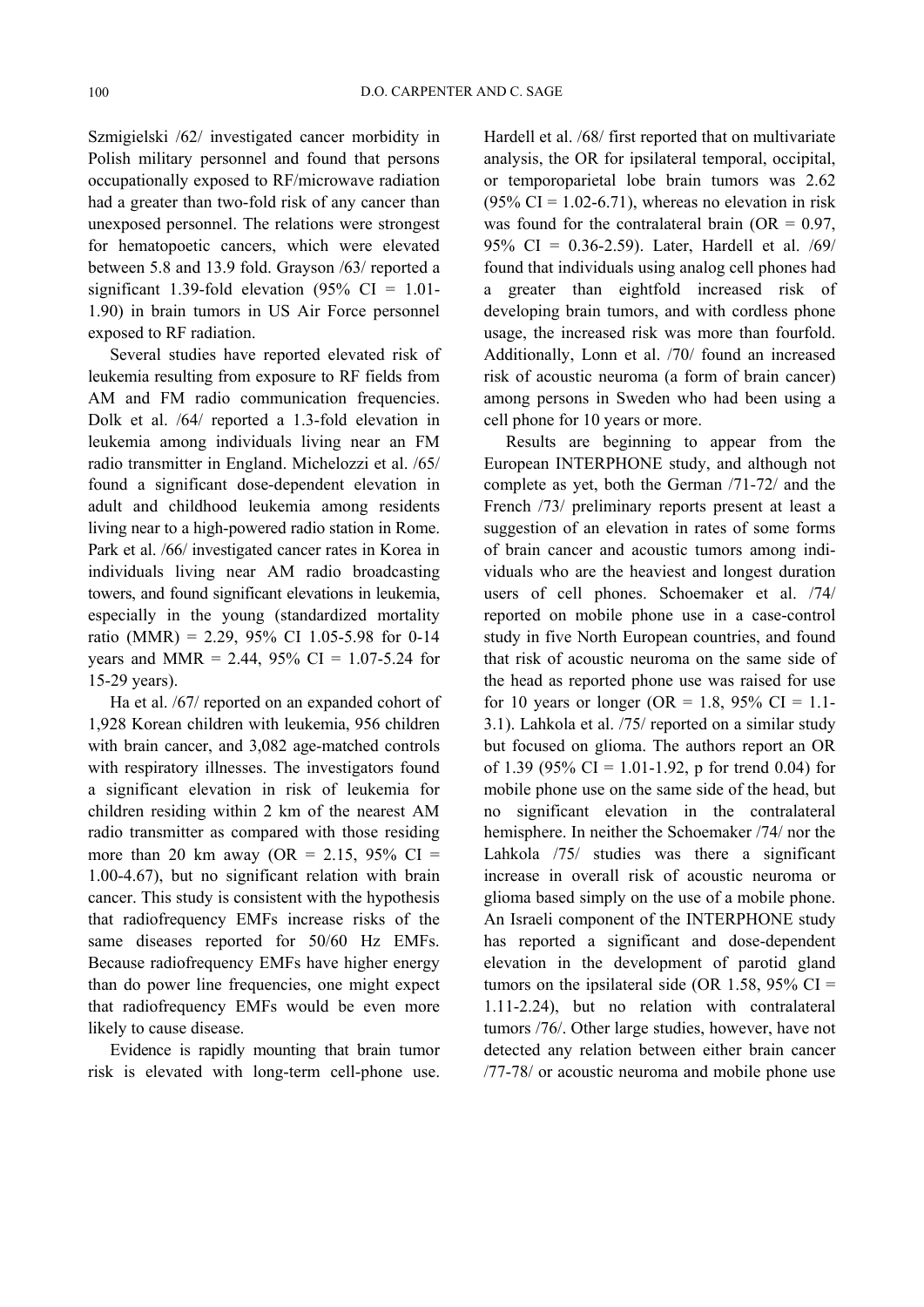Szmigielski /62/ investigated cancer morbidity in Polish military personnel and found that persons occupationally exposed to RF/microwave radiation had a greater than two-fold risk of any cancer than unexposed personnel. The relations were strongest for hematopoetic cancers, which were elevated between 5.8 and 13.9 fold. Grayson /63/ reported a significant 1.39-fold elevation (95% CI = 1.01-1.90) in brain tumors in US Air Force personnel exposed to RF radiation.

Several studies have reported elevated risk of leukemia resulting from exposure to RF fields from AM and FM radio communication frequencies. Dolk et al. /64/ reported a 1.3-fold elevation in leukemia among individuals living near an FM radio transmitter in England. Michelozzi et al. /65/ found a significant dose-dependent elevation in adult and childhood leukemia among residents living near to a high-powered radio station in Rome. Park et al. /66/ investigated cancer rates in Korea in individuals living near AM radio broadcasting towers, and found significant elevations in leukemia, especially in the young (standardized mortality ratio (MMR) = 2.29, 95% CI 1.05-5.98 for 0-14 years and MMR = 2.44, 95% CI = 1.07-5.24 for 15-29 years).

Ha et al. /67/ reported on an expanded cohort of 1,928 Korean children with leukemia, 956 children with brain cancer, and 3,082 age-matched controls with respiratory illnesses. The investigators found a significant elevation in risk of leukemia for children residing within 2 km of the nearest AM radio transmitter as compared with those residing more than 20 km away (OR = 2.15, 95% CI = 1.00-4.67), but no significant relation with brain cancer. This study is consistent with the hypothesis that radiofrequency EMFs increase risks of the same diseases reported for 50/60 Hz EMFs. Because radiofrequency EMFs have higher energy than do power line frequencies, one might expect that radiofrequency EMFs would be even more likely to cause disease.

Evidence is rapidly mounting that brain tumor risk is elevated with long-term cell-phone use. Hardell et al. /68/ first reported that on multivariate analysis, the OR for ipsilateral temporal, occipital, or temporoparietal lobe brain tumors was 2.62 (95% CI = 1.02-6.71), whereas no elevation in risk was found for the contralateral brain (OR = 0.97, 95% CI = 0.36-2.59). Later, Hardell et al. /69/ found that individuals using analog cell phones had a greater than eightfold increased risk of developing brain tumors, and with cordless phone usage, the increased risk was more than fourfold. Additionally, Lonn et al. /70/ found an increased risk of acoustic neuroma (a form of brain cancer) among persons in Sweden who had been using a cell phone for 10 years or more.

Results are beginning to appear from the European INTERPHONE study, and although not complete as yet, both the German /71-72/ and the French /73/ preliminary reports present at least a suggestion of an elevation in rates of some forms of brain cancer and acoustic tumors among individuals who are the heaviest and longest duration users of cell phones. Schoemaker et al. /74/ reported on mobile phone use in a case-control study in five North European countries, and found that risk of acoustic neuroma on the same side of the head as reported phone use was raised for use for 10 years or longer (OR = 1.8, 95% CI = 1.1-3.1). Lahkola et al. /75/ reported on a similar study but focused on glioma. The authors report an OR of 1.39 (95% CI = 1.01-1.92, p for trend 0.04) for mobile phone use on the same side of the head, but no significant elevation in the contralateral hemisphere. In neither the Schoemaker /74/ nor the Lahkola /75/ studies was there a significant increase in overall risk of acoustic neuroma or glioma based simply on the use of a mobile phone. An Israeli component of the INTERPHONE study has reported a significant and dose-dependent elevation in the development of parotid gland tumors on the ipsilateral side (OR 1.58, 95% CI = 1.11-2.24), but no relation with contralateral tumors /76/. Other large studies, however, have not detected any relation between either brain cancer /77-78/ or acoustic neuroma and mobile phone use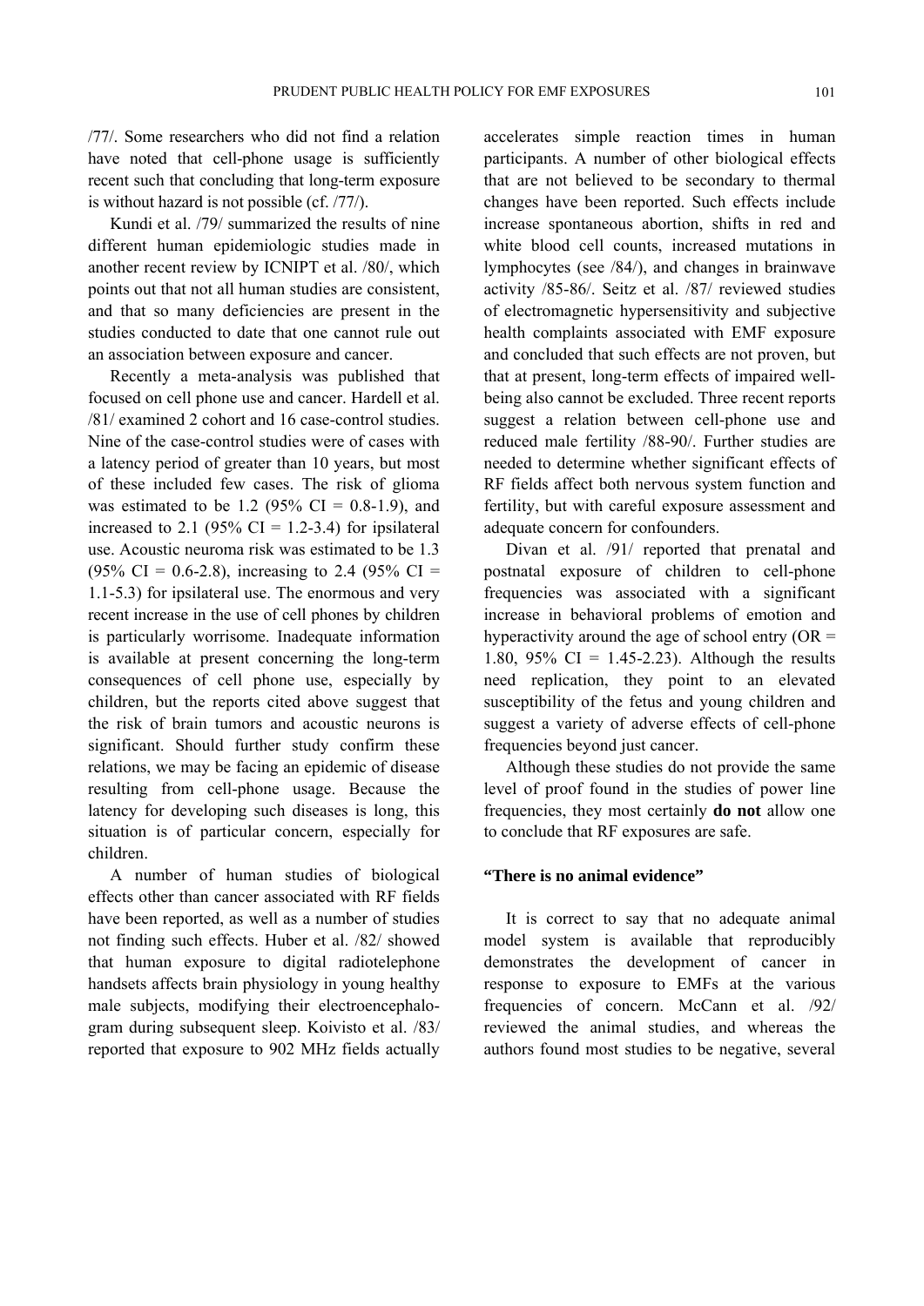/77/. Some researchers who did not find a relation have noted that cell-phone usage is sufficiently recent such that concluding that long-term exposure is without hazard is not possible (cf. /77/).

Kundi et al. /79/ summarized the results of nine different human epidemiologic studies made in another recent review by ICNIPT et al. /80/, which points out that not all human studies are consistent, and that so many deficiencies are present in the studies conducted to date that one cannot rule out an association between exposure and cancer.

Recently a meta-analysis was published that focused on cell phone use and cancer. Hardell et al. /81/ examined 2 cohort and 16 case-control studies. Nine of the case-control studies were of cases with a latency period of greater than 10 years, but most of these included few cases. The risk of glioma was estimated to be 1.2 (95% CI = 0.8-1.9), and increased to 2.1 (95% CI = 1.2-3.4) for ipsilateral use. Acoustic neuroma risk was estimated to be 1.3 (95% CI = 0.6-2.8), increasing to 2.4 (95% CI = 1.1-5.3) for ipsilateral use. The enormous and very recent increase in the use of cell phones by children is particularly worrisome. Inadequate information is available at present concerning the long-term consequences of cell phone use, especially by children, but the reports cited above suggest that the risk of brain tumors and acoustic neurons is significant. Should further study confirm these relations, we may be facing an epidemic of disease resulting from cell-phone usage. Because the latency for developing such diseases is long, this situation is of particular concern, especially for children.

A number of human studies of biological effects other than cancer associated with RF fields have been reported, as well as a number of studies not finding such effects. Huber et al. /82/ showed that human exposure to digital radiotelephone handsets affects brain physiology in young healthy male subjects, modifying their electroencephalogram during subsequent sleep. Koivisto et al. /83/ reported that exposure to 902 MHz fields actually accelerates simple reaction times in human participants. A number of other biological effects that are not believed to be secondary to thermal changes have been reported. Such effects include increase spontaneous abortion, shifts in red and white blood cell counts, increased mutations in lymphocytes (see /84/), and changes in brainwave activity /85-86/. Seitz et al. /87/ reviewed studies of electromagnetic hypersensitivity and subjective health complaints associated with EMF exposure and concluded that such effects are not proven, but that at present, long-term effects of impaired well-being also cannot be excluded. Three recent reports suggest a relation between cell-phone use and reduced male fertility /88-90/. Further studies are needed to determine whether significant effects of RF fields affect both nervous system function and fertility, but with careful exposure assessment and adequate concern for confounders.

Divan et al. /91/ reported that prenatal and postnatal exposure of children to cell-phone frequencies was associated with a significant increase in behavioral problems of emotion and hyperactivity around the age of school entry (OR = 1.80, 95% CI = 1.45-2.23). Although the results need replication, they point to an elevated susceptibility of the fetus and young children and suggest a variety of adverse effects of cell-phone frequencies beyond just cancer.

Although these studies do not provide the same level of proof found in the studies of power line frequencies, they most certainly **do not** allow one to conclude that RF exposures are safe.

### "There is no animal evidence"

It is correct to say that no adequate animal model system is available that reproducibly demonstrates the development of cancer in response to exposure to EMFs at the various frequencies of concern. McCann et al. /92/ reviewed the animal studies, and whereas the authors found most studies to be negative, several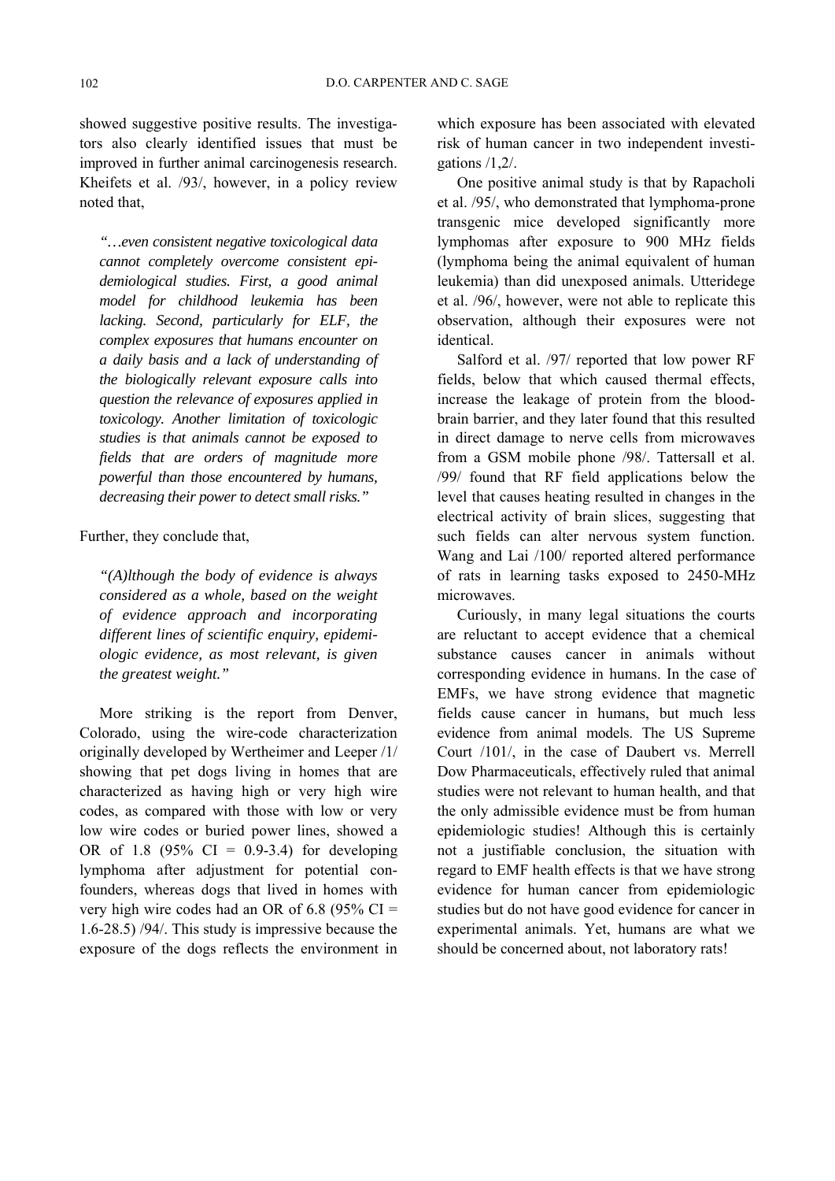showed suggestive positive results. The investigators also clearly identified issues that must be improved in further animal carcinogenesis research. Kheifets et al. /93/, however, in a policy review noted that,

> *"…even consistent negative toxicological data cannot completely overcome consistent epidemiological studies. First, a good animal model for childhood leukemia has been lacking. Second, particularly for ELF, the complex exposures that humans encounter on a daily basis and a lack of understanding of the biologically relevant exposure calls into question the relevance of exposures applied in toxicology. Another limitation of toxicologic studies is that animals cannot be exposed to fields that are orders of magnitude more powerful than those encountered by humans, decreasing their power to detect small risks."*

Further, they conclude that,

> *"(A)lthough the body of evidence is always considered as a whole, based on the weight of evidence approach and incorporating different lines of scientific enquiry, epidemiologic evidence, as most relevant, is given the greatest weight."*

More striking is the report from Denver, Colorado, using the wire-code characterization originally developed by Wertheimer and Leeper /1/ showing that pet dogs living in homes that are characterized as having high or very high wire codes, as compared with those with low or very low wire codes or buried power lines, showed a OR of 1.8 (95% CI = 0.9-3.4) for developing lymphoma after adjustment for potential confounders, whereas dogs that lived in homes with very high wire codes had an OR of 6.8 (95% CI = 1.6-28.5) /94/. This study is impressive because the exposure of the dogs reflects the environment in which exposure has been associated with elevated risk of human cancer in two independent investigations /1,2/.

One positive animal study is that by Rapacholi et al. /95/, who demonstrated that lymphoma-prone transgenic mice developed significantly more lymphomas after exposure to 900 MHz fields (lymphoma being the animal equivalent of human leukemia) than did unexposed animals. Utteridege et al. /96/, however, were not able to replicate this observation, although their exposures were not identical.

Salford et al. /97/ reported that low power RF fields, below that which caused thermal effects, increase the leakage of protein from the blood-brain barrier, and they later found that this resulted in direct damage to nerve cells from microwaves from a GSM mobile phone /98/. Tattersall et al. /99/ found that RF field applications below the level that causes heating resulted in changes in the electrical activity of brain slices, suggesting that such fields can alter nervous system function. Wang and Lai /100/ reported altered performance of rats in learning tasks exposed to 2450-MHz microwaves.

Curiously, in many legal situations the courts are reluctant to accept evidence that a chemical substance causes cancer in animals without corresponding evidence in humans. In the case of EMFs, we have strong evidence that magnetic fields cause cancer in humans, but much less evidence from animal models. The US Supreme Court /101/, in the case of Daubert vs. Merrell Dow Pharmaceuticals, effectively ruled that animal studies were not relevant to human health, and that the only admissible evidence must be from human epidemiologic studies! Although this is certainly not a justifiable conclusion, the situation with regard to EMF health effects is that we have strong evidence for human cancer from epidemiologic studies but do not have good evidence for cancer in experimental animals. Yet, humans are what we should be concerned about, not laboratory rats!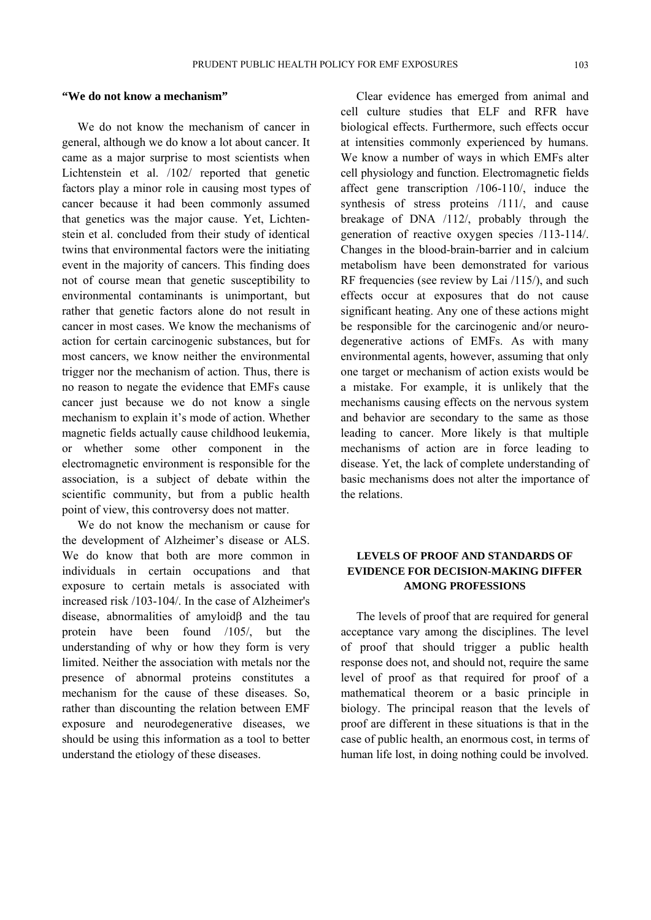**“We do not know a mechanism”**

We do not know the mechanism of cancer in general, although we do know a lot about cancer. It came as a major surprise to most scientists when Lichtenstein et al. /102/ reported that genetic factors play a minor role in causing most types of cancer because it had been commonly assumed that genetics was the major cause. Yet, Lichtenstein et al. concluded from their study of identical twins that environmental factors were the initiating event in the majority of cancers. This finding does not of course mean that genetic susceptibility to environmental contaminants is unimportant, but rather that genetic factors alone do not result in cancer in most cases. We know the mechanisms of action for certain carcinogenic substances, but for most cancers, we know neither the environmental trigger nor the mechanism of action. Thus, there is no reason to negate the evidence that EMFs cause cancer just because we do not know a single mechanism to explain it’s mode of action. Whether magnetic fields actually cause childhood leukemia, or whether some other component in the electromagnetic environment is responsible for the association, is a subject of debate within the scientific community, but from a public health point of view, this controversy does not matter.

We do not know the mechanism or cause for the development of Alzheimer’s disease or ALS. We do know that both are more common in individuals in certain occupations and that exposure to certain metals is associated with increased risk /103-104/. In the case of Alzheimer's disease, abnormalities of amyloidβ and the tau protein have been found /105/, but the understanding of why or how they form is very limited. Neither the association with metals nor the presence of abnormal proteins constitutes a mechanism for the cause of these diseases. So, rather than discounting the relation between EMF exposure and neurodegenerative diseases, we should be using this information as a tool to better understand the etiology of these diseases.

Clear evidence has emerged from animal and cell culture studies that ELF and RFR have biological effects. Furthermore, such effects occur at intensities commonly experienced by humans. We know a number of ways in which EMFs alter cell physiology and function. Electromagnetic fields affect gene transcription /106-110/, induce the synthesis of stress proteins /111/, and cause breakage of DNA /112/, probably through the generation of reactive oxygen species /113-114/. Changes in the blood-brain-barrier and in calcium metabolism have been demonstrated for various RF frequencies (see review by Lai /115/), and such effects occur at exposures that do not cause significant heating. Any one of these actions might be responsible for the carcinogenic and/or neuro-degenerative actions of EMFs. As with many environmental agents, however, assuming that only one target or mechanism of action exists would be a mistake. For example, it is unlikely that the mechanisms causing effects on the nervous system and behavior are secondary to the same as those leading to cancer. More likely is that multiple mechanisms of action are in force leading to disease. Yet, the lack of complete understanding of basic mechanisms does not alter the importance of the relations.

## LEVELS OF PROOF AND STANDARDS OF EVIDENCE FOR DECISION-MAKING DIFFER AMONG PROFESSIONS

The levels of proof that are required for general acceptance vary among the disciplines. The level of proof that should trigger a public health response does not, and should not, require the same level of proof as that required for proof of a mathematical theorem or a basic principle in biology. The principal reason that the levels of proof are different in these situations is that in the case of public health, an enormous cost, in terms of human life lost, in doing nothing could be involved.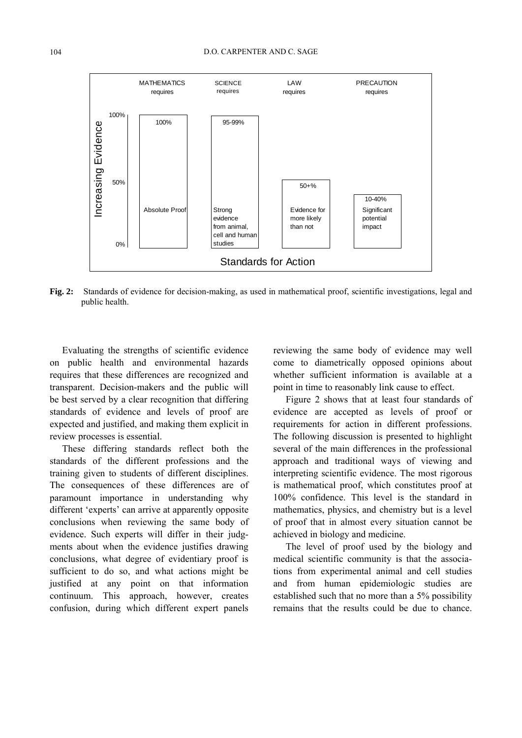**Fig. 2:** Standards of evidence for decision-making, as used in mathematical proof, scientific investigations, legal and public health.

Evaluating the strengths of scientific evidence on public health and environmental hazards requires that these differences are recognized and transparent. Decision-makers and the public will be best served by a clear recognition that differing standards of evidence and levels of proof are expected and justified, and making them explicit in review processes is essential.

These differing standards reflect both the standards of the different professions and the training given to students of different disciplines. The consequences of these differences are of paramount importance in understanding why different 'experts' can arrive at apparently opposite conclusions when reviewing the same body of evidence. Such experts will differ in their judgments about when the evidence justifies drawing conclusions, what degree of evidentiary proof is sufficient to do so, and what actions might be justified at any point on that information continuum. This approach, however, creates confusion, during which different expert panels reviewing the same body of evidence may well come to diametrically opposed opinions about whether sufficient information is available at a point in time to reasonably link cause to effect.

Figure 2 shows that at least four standards of evidence are accepted as levels of proof or requirements for action in different professions. The following discussion is presented to highlight several of the main differences in the professional approach and traditional ways of viewing and interpreting scientific evidence. The most rigorous is mathematical proof, which constitutes proof at 100% confidence. This level is the standard in mathematics, physics, and chemistry but is a level of proof that in almost every situation cannot be achieved in biology and medicine.

The level of proof used by the biology and medical scientific community is that the associations from experimental animal and cell studies and from human epidemiologic studies are established such that no more than a 5% possibility remains that the results could be due to chance.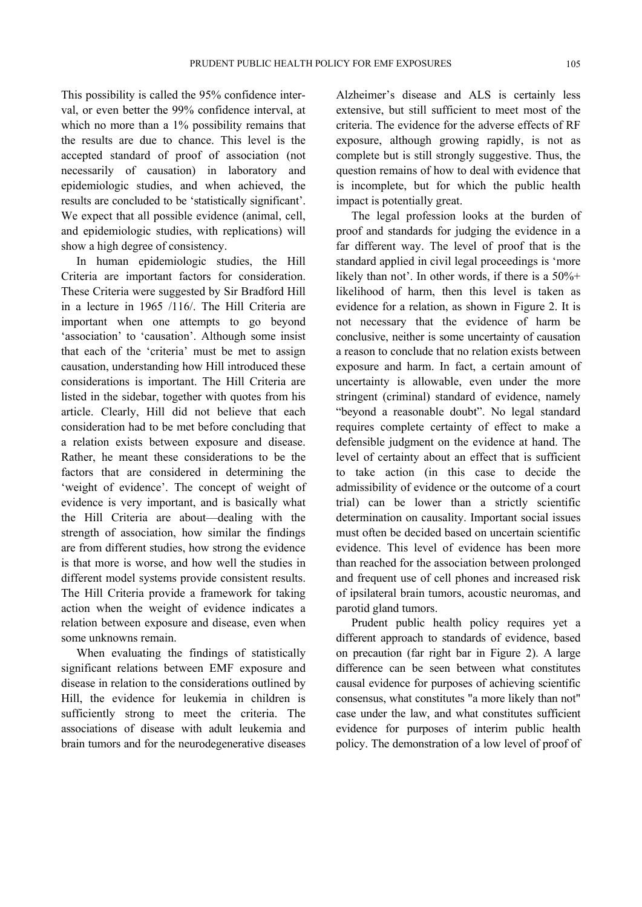This possibility is called the 95% confidence interval, or even better the 99% confidence interval, at which no more than a 1% possibility remains that the results are due to chance. This level is the accepted standard of proof of association (not necessarily of causation) in laboratory and epidemiologic studies, and when achieved, the results are concluded to be 'statistically significant'. We expect that all possible evidence (animal, cell, and epidemiologic studies, with replications) will show a high degree of consistency.

In human epidemiologic studies, the Hill Criteria are important factors for consideration. These Criteria were suggested by Sir Bradford Hill in a lecture in 1965 /116/. The Hill Criteria are important when one attempts to go beyond 'association' to 'causation'. Although some insist that each of the 'criteria' must be met to assign causation, understanding how Hill introduced these considerations is important. The Hill Criteria are listed in the sidebar, together with quotes from his article. Clearly, Hill did not believe that each consideration had to be met before concluding that a relation exists between exposure and disease. Rather, he meant these considerations to be the factors that are considered in determining the 'weight of evidence'. The concept of weight of evidence is very important, and is basically what the Hill Criteria are about—dealing with the strength of association, how similar the findings are from different studies, how strong the evidence is that more is worse, and how well the studies in different model systems provide consistent results. The Hill Criteria provide a framework for taking action when the weight of evidence indicates a relation between exposure and disease, even when some unknowns remain.

When evaluating the findings of statistically significant relations between EMF exposure and disease in relation to the considerations outlined by Hill, the evidence for leukemia in children is sufficiently strong to meet the criteria. The associations of disease with adult leukemia and brain tumors and for the neurodegenerative diseases Alzheimer's disease and ALS is certainly less extensive, but still sufficient to meet most of the criteria. The evidence for the adverse effects of RF exposure, although growing rapidly, is not as complete but is still strongly suggestive. Thus, the question remains of how to deal with evidence that is incomplete, but for which the public health impact is potentially great.

The legal profession looks at the burden of proof and standards for judging the evidence in a far different way. The level of proof that is the standard applied in civil legal proceedings is 'more likely than not'. In other words, if there is a 50%+ likelihood of harm, then this level is taken as evidence for a relation, as shown in Figure 2. It is not necessary that the evidence of harm be conclusive, neither is some uncertainty of causation a reason to conclude that no relation exists between exposure and harm. In fact, a certain amount of uncertainty is allowable, even under the more stringent (criminal) standard of evidence, namely "beyond a reasonable doubt". No legal standard requires complete certainty of effect to make a defensible judgment on the evidence at hand. The level of certainty about an effect that is sufficient to take action (in this case to decide the admissibility of evidence or the outcome of a court trial) can be lower than a strictly scientific determination on causality. Important social issues must often be decided based on uncertain scientific evidence. This level of evidence has been more than reached for the association between prolonged and frequent use of cell phones and increased risk of ipsilateral brain tumors, acoustic neuromas, and parotid gland tumors.

Prudent public health policy requires yet a different approach to standards of evidence, based on precaution (far right bar in Figure 2). A large difference can be seen between what constitutes causal evidence for purposes of achieving scientific consensus, what constitutes "a more likely than not" case under the law, and what constitutes sufficient evidence for purposes of interim public health policy. The demonstration of a low level of proof of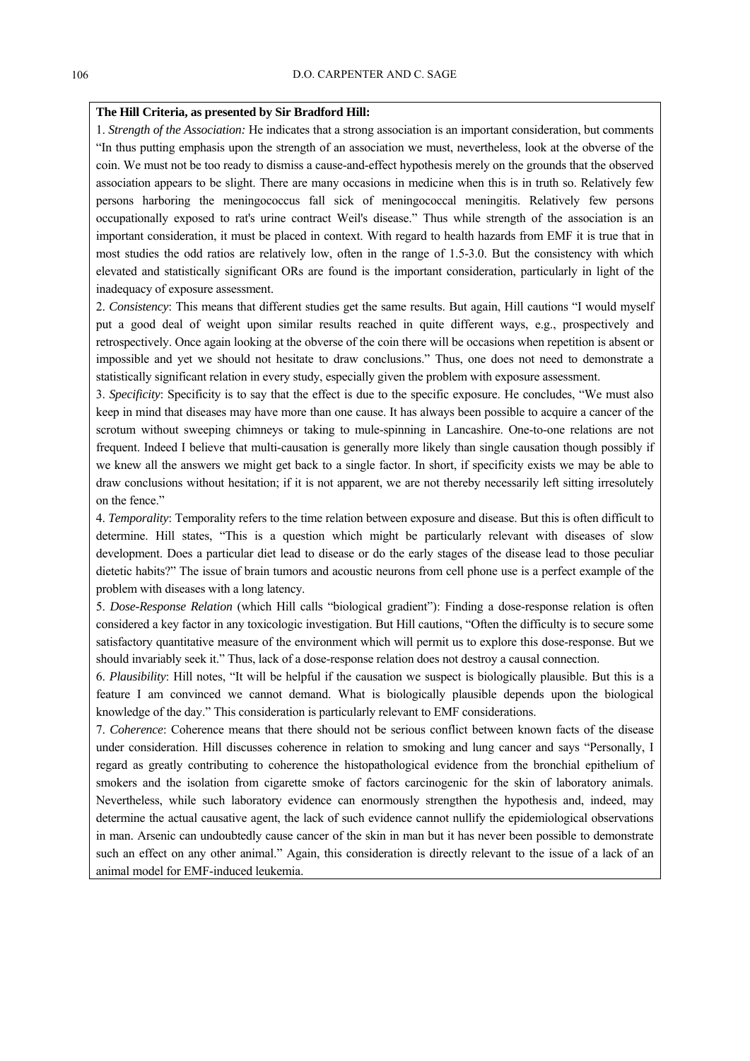**The Hill Criteria, as presented by Sir Bradford Hill:**

1. *Strength of the Association:* He indicates that a strong association is an important consideration, but comments "In thus putting emphasis upon the strength of an association we must, nevertheless, look at the obverse of the coin. We must not be too ready to dismiss a cause-and-effect hypothesis merely on the grounds that the observed association appears to be slight. There are many occasions in medicine when this is in truth so. Relatively few persons harboring the meningococcus fall sick of meningococcal meningitis. Relatively few persons occupationally exposed to rat's urine contract Weil's disease." Thus while strength of the association is an important consideration, it must be placed in context. With regard to health hazards from EMF it is true that in most studies the odd ratios are relatively low, often in the range of 1.5-3.0. But the consistency with which elevated and statistically significant ORs are found is the important consideration, particularly in light of the inadequacy of exposure assessment.

2. *Consistency*: This means that different studies get the same results. But again, Hill cautions "I would myself put a good deal of weight upon similar results reached in quite different ways, e.g., prospectively and retrospectively. Once again looking at the obverse of the coin there will be occasions when repetition is absent or impossible and yet we should not hesitate to draw conclusions." Thus, one does not need to demonstrate a statistically significant relation in every study, especially given the problem with exposure assessment.

3. *Specificity*: Specificity is to say that the effect is due to the specific exposure. He concludes, "We must also keep in mind that diseases may have more than one cause. It has always been possible to acquire a cancer of the scrotum without sweeping chimneys or taking to mule-spinning in Lancashire. One-to-one relations are not frequent. Indeed I believe that multi-causation is generally more likely than single causation though possibly if we knew all the answers we might get back to a single factor. In short, if specificity exists we may be able to draw conclusions without hesitation; if it is not apparent, we are not thereby necessarily left sitting irresolutely on the fence."

4. *Temporality*: Temporality refers to the time relation between exposure and disease. But this is often difficult to determine. Hill states, "This is a question which might be particularly relevant with diseases of slow development. Does a particular diet lead to disease or do the early stages of the disease lead to those peculiar dietetic habits?" The issue of brain tumors and acoustic neurons from cell phone use is a perfect example of the problem with diseases with a long latency.

5. *Dose-Response Relation* (which Hill calls "biological gradient"): Finding a dose-response relation is often considered a key factor in any toxicologic investigation. But Hill cautions, "Often the difficulty is to secure some satisfactory quantitative measure of the environment which will permit us to explore this dose-response. But we should invariably seek it." Thus, lack of a dose-response relation does not destroy a causal connection.

6. *Plausibility*: Hill notes, "It will be helpful if the causation we suspect is biologically plausible. But this is a feature I am convinced we cannot demand. What is biologically plausible depends upon the biological knowledge of the day." This consideration is particularly relevant to EMF considerations.

7. *Coherence*: Coherence means that there should not be serious conflict between known facts of the disease under consideration. Hill discusses coherence in relation to smoking and lung cancer and says "Personally, I regard as greatly contributing to coherence the histopathological evidence from the bronchial epithelium of smokers and the isolation from cigarette smoke of factors carcinogenic for the skin of laboratory animals. Nevertheless, while such laboratory evidence can enormously strengthen the hypothesis and, indeed, may determine the actual causative agent, the lack of such evidence cannot nullify the epidemiological observations in man. Arsenic can undoubtedly cause cancer of the skin in man but it has never been possible to demonstrate such an effect on any other animal." Again, this consideration is directly relevant to the issue of a lack of an animal model for EMF-induced leukemia.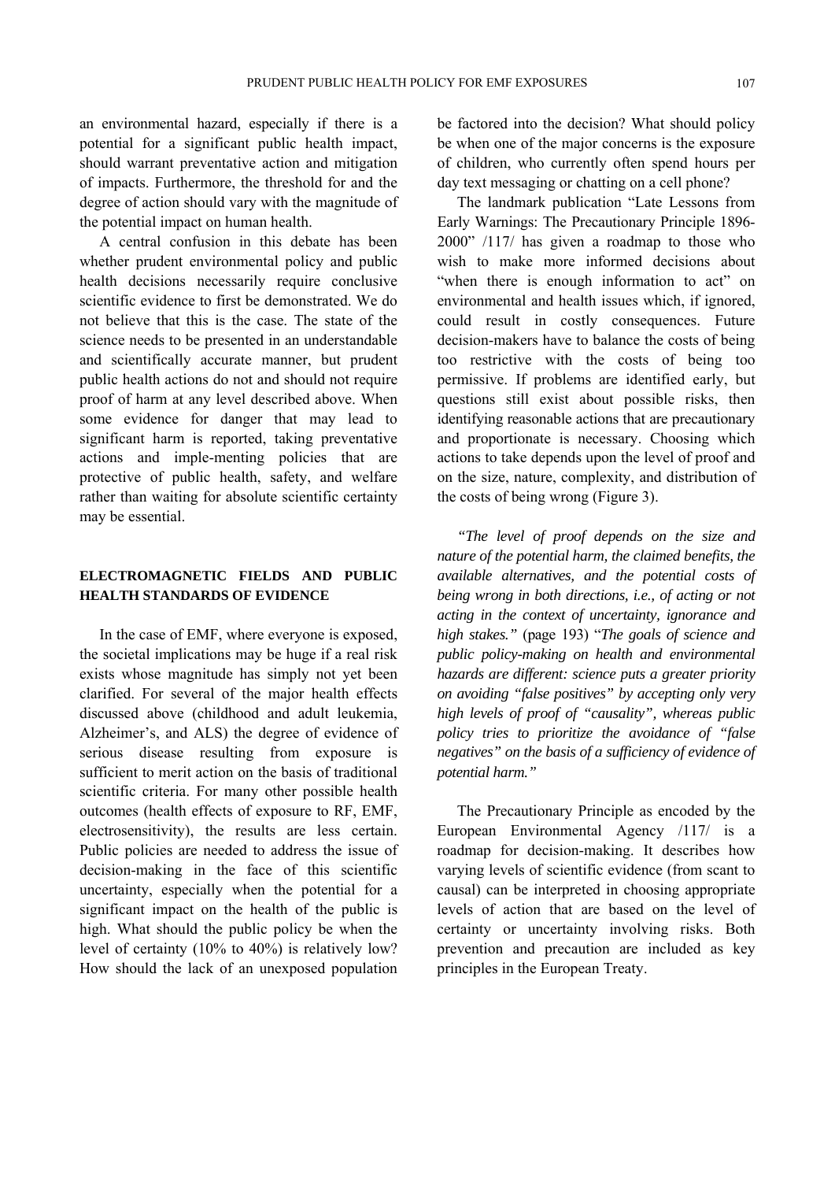an environmental hazard, especially if there is a potential for a significant public health impact, should warrant preventative action and mitigation of impacts. Furthermore, the threshold for and the degree of action should vary with the magnitude of the potential impact on human health.

A central confusion in this debate has been whether prudent environmental policy and public health decisions necessarily require conclusive scientific evidence to first be demonstrated. We do not believe that this is the case. The state of the science needs to be presented in an understandable and scientifically accurate manner, but prudent public health actions do not and should not require proof of harm at any level described above. When some evidence for danger that may lead to significant harm is reported, taking preventative actions and imple-menting policies that are protective of public health, safety, and welfare rather than waiting for absolute scientific certainty may be essential.

## ELECTROMAGNETIC FIELDS AND PUBLIC HEALTH STANDARDS OF EVIDENCE

In the case of EMF, where everyone is exposed, the societal implications may be huge if a real risk exists whose magnitude has simply not yet been clarified. For several of the major health effects discussed above (childhood and adult leukemia, Alzheimer's, and ALS) the degree of evidence of serious disease resulting from exposure is sufficient to merit action on the basis of traditional scientific criteria. For many other possible health outcomes (health effects of exposure to RF, EMF, electrosensitivity), the results are less certain. Public policies are needed to address the issue of decision-making in the face of this scientific uncertainty, especially when the potential for a significant impact on the health of the public is high. What should the public policy be when the level of certainty (10% to 40%) is relatively low? How should the lack of an unexposed population be factored into the decision? What should policy be when one of the major concerns is the exposure of children, who currently often spend hours per day text messaging or chatting on a cell phone?

The landmark publication "Late Lessons from Early Warnings: The Precautionary Principle 1896-2000" /117/ has given a roadmap to those who wish to make more informed decisions about "when there is enough information to act" on environmental and health issues which, if ignored, could result in costly consequences. Future decision-makers have to balance the costs of being too restrictive with the costs of being too permissive. If problems are identified early, but questions still exist about possible risks, then identifying reasonable actions that are precautionary and proportionate is necessary. Choosing which actions to take depends upon the level of proof and on the size, nature, complexity, and distribution of the costs of being wrong (Figure 3).

*"The level of proof depends on the size and nature of the potential harm, the claimed benefits, the available alternatives, and the potential costs of being wrong in both directions, i.e., of acting or not acting in the context of uncertainty, ignorance and high stakes."* (page 193) "*The goals of science and public policy-making on health and environmental hazards are different: science puts a greater priority on avoiding "false positives" by accepting only very high levels of proof of "causality", whereas public policy tries to prioritize the avoidance of "false negatives" on the basis of a sufficiency of evidence of potential harm."*

The Precautionary Principle as encoded by the European Environmental Agency /117/ is a roadmap for decision-making. It describes how varying levels of scientific evidence (from scant to causal) can be interpreted in choosing appropriate levels of action that are based on the level of certainty or uncertainty involving risks. Both prevention and precaution are included as key principles in the European Treaty.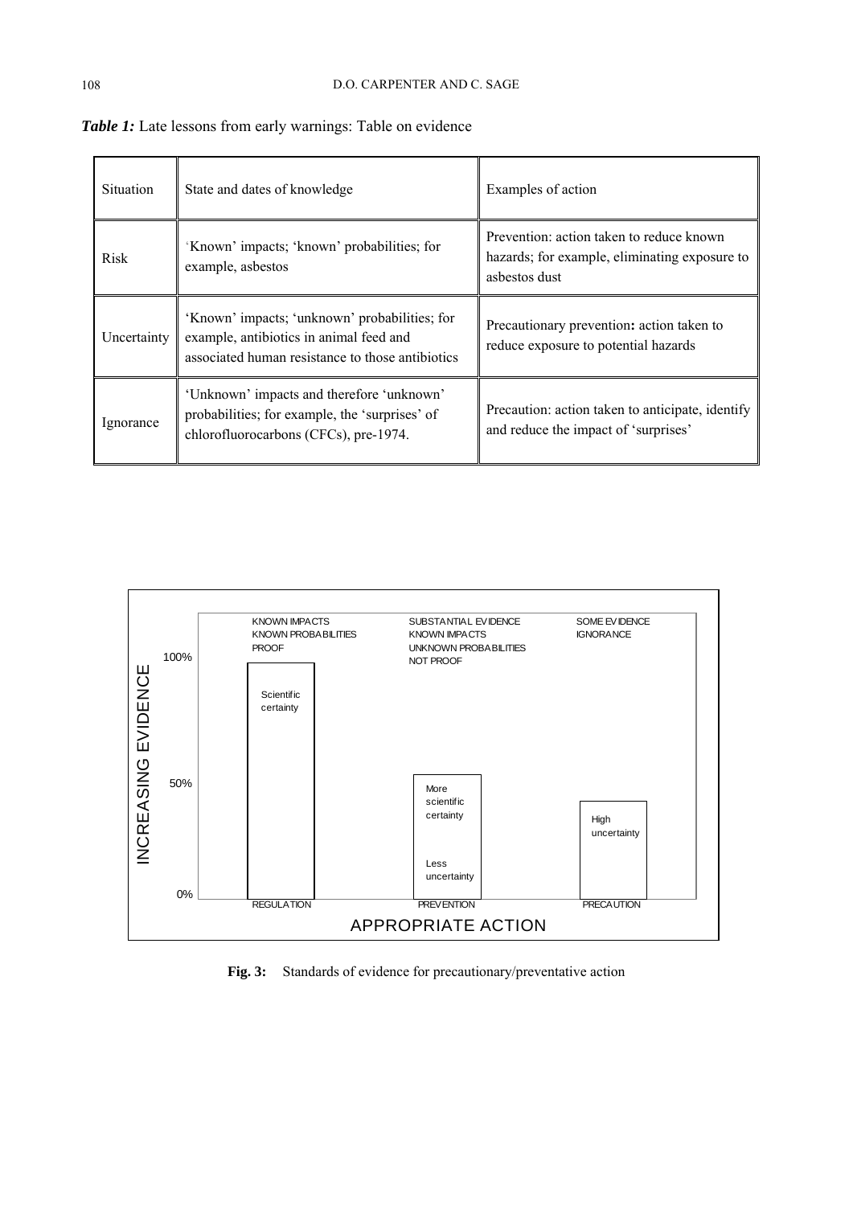***Table 1:*** Late lessons from early warnings: Table on evidence

| Situation | State and dates of knowledge | Examples of action |
|---|---|---|
| Risk | 'Known' impacts; 'known' probabilities; for example, asbestos | Prevention: action taken to reduce known hazards; for example, eliminating exposure to asbestos dust |
| Uncertainty | 'Known' impacts; 'unknown' probabilities; for example, antibiotics in animal feed and associated human resistance to those antibiotics | Precautionary prevention**:** action taken to reduce exposure to potential hazards |
| Ignorance | 'Unknown' impacts and therefore 'unknown' probabilities; for example, the 'surprises' of chlorofluorocarbons (CFCs), pre-1974. | Precaution: action taken to anticipate, identify and reduce the impact of 'surprises' |

**Fig. 3:** Standards of evidence for precautionary/preventative action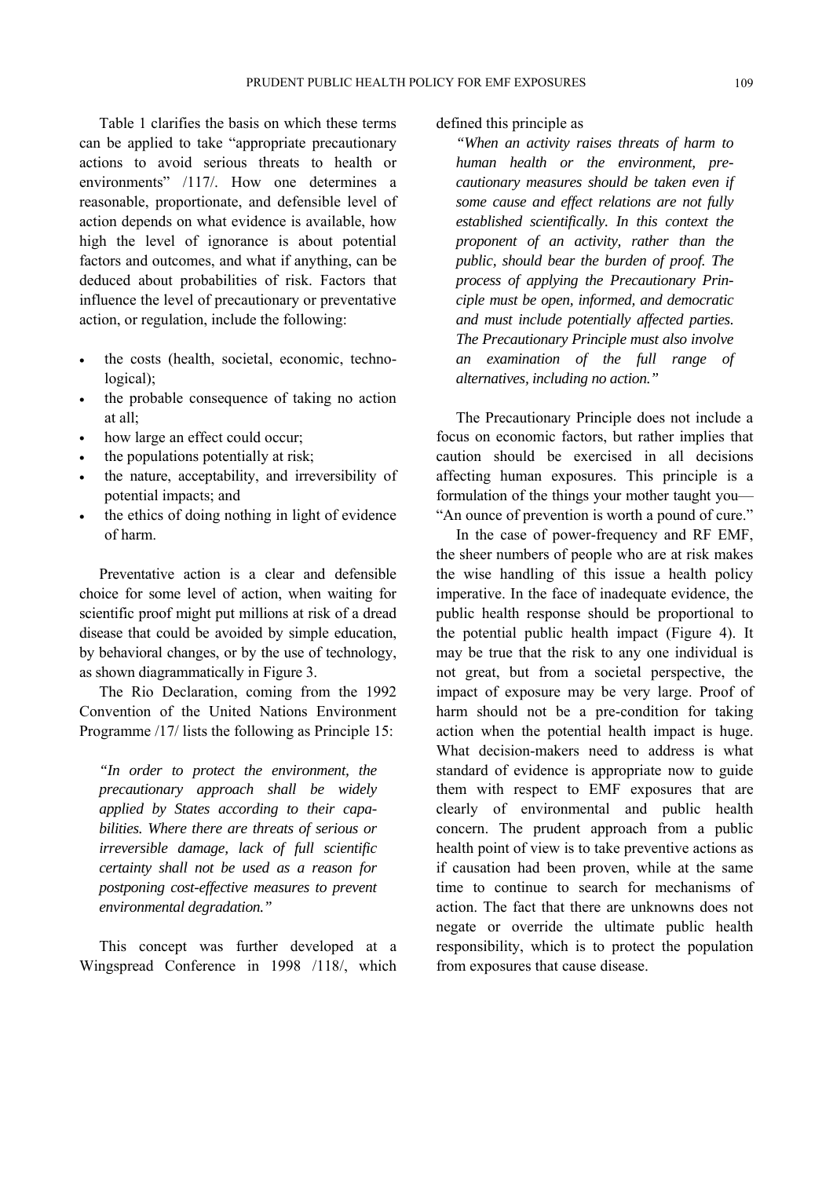Table 1 clarifies the basis on which these terms can be applied to take "appropriate precautionary actions to avoid serious threats to health or environments" /117/. How one determines a reasonable, proportionate, and defensible level of action depends on what evidence is available, how high the level of ignorance is about potential factors and outcomes, and what if anything, can be deduced about probabilities of risk. Factors that influence the level of precautionary or preventative action, or regulation, include the following:

- the costs (health, societal, economic, technological);
- the probable consequence of taking no action at all;
- how large an effect could occur;
- the populations potentially at risk;
- the nature, acceptability, and irreversibility of potential impacts; and
- the ethics of doing nothing in light of evidence of harm.

Preventative action is a clear and defensible choice for some level of action, when waiting for scientific proof might put millions at risk of a dread disease that could be avoided by simple education, by behavioral changes, or by the use of technology, as shown diagrammatically in Figure 3.

The Rio Declaration, coming from the 1992 Convention of the United Nations Environment Programme /17/ lists the following as Principle 15:

*"In order to protect the environment, the precautionary approach shall be widely applied by States according to their capabilities. Where there are threats of serious or irreversible damage, lack of full scientific certainty shall not be used as a reason for postponing cost-effective measures to prevent environmental degradation."*

This concept was further developed at a Wingspread Conference in 1998 /118/, which defined this principle as

*"When an activity raises threats of harm to human health or the environment, precautionary measures should be taken even if some cause and effect relations are not fully established scientifically. In this context the proponent of an activity, rather than the public, should bear the burden of proof. The process of applying the Precautionary Principle must be open, informed, and democratic and must include potentially affected parties. The Precautionary Principle must also involve an examination of the full range of alternatives, including no action."*

The Precautionary Principle does not include a focus on economic factors, but rather implies that caution should be exercised in all decisions affecting human exposures. This principle is a formulation of the things your mother taught you—"An ounce of prevention is worth a pound of cure."

In the case of power-frequency and RF EMF, the sheer numbers of people who are at risk makes the wise handling of this issue a health policy imperative. In the face of inadequate evidence, the public health response should be proportional to the potential public health impact (Figure 4). It may be true that the risk to any one individual is not great, but from a societal perspective, the impact of exposure may be very large. Proof of harm should not be a pre-condition for taking action when the potential health impact is huge. What decision-makers need to address is what standard of evidence is appropriate now to guide them with respect to EMF exposures that are clearly of environmental and public health concern. The prudent approach from a public health point of view is to take preventive actions as if causation had been proven, while at the same time to continue to search for mechanisms of action. The fact that there are unknowns does not negate or override the ultimate public health responsibility, which is to protect the population from exposures that cause disease.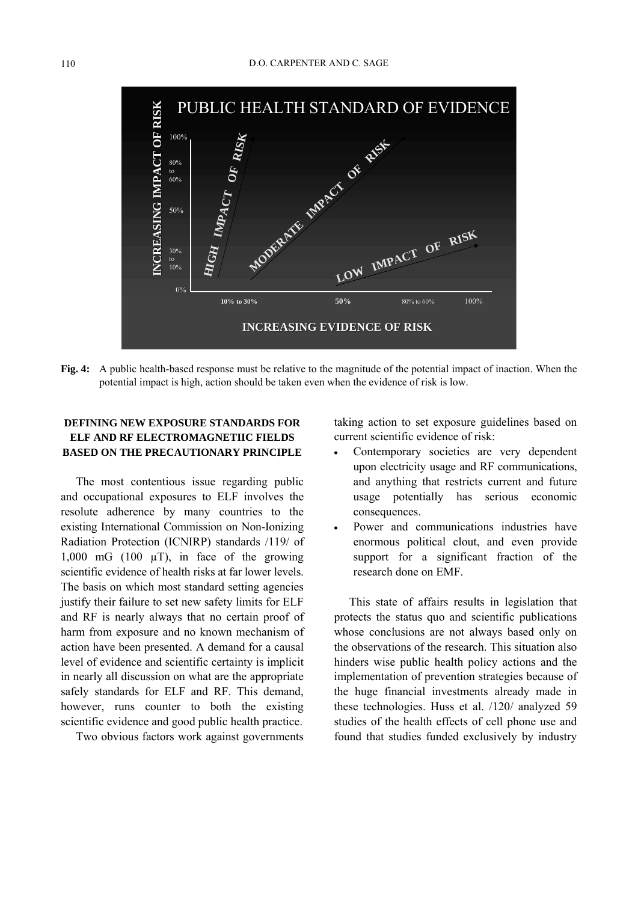**Fig. 4:** A public health-based response must be relative to the magnitude of the potential impact of inaction. When the potential impact is high, action should be taken even when the evidence of risk is low.

## DEFINING NEW EXPOSURE STANDARDS FOR ELF AND RF ELECTROMAGNETIIC FIELDS BASED ON THE PRECAUTIONARY PRINCIPLE

The most contentious issue regarding public and occupational exposures to ELF involves the resolute adherence by many countries to the existing International Commission on Non-Ionizing Radiation Protection (ICNIRP) standards /119/ of 1,000 mG (100 μT), in face of the growing scientific evidence of health risks at far lower levels. The basis on which most standard setting agencies justify their failure to set new safety limits for ELF and RF is nearly always that no certain proof of harm from exposure and no known mechanism of action have been presented. A demand for a causal level of evidence and scientific certainty is implicit in nearly all discussion on what are the appropriate safely standards for ELF and RF. This demand, however, runs counter to both the existing scientific evidence and good public health practice.

Two obvious factors work against governments taking action to set exposure guidelines based on current scientific evidence of risk:

- Contemporary societies are very dependent upon electricity usage and RF communications, and anything that restricts current and future usage potentially has serious economic consequences.
- Power and communications industries have enormous political clout, and even provide support for a significant fraction of the research done on EMF.

This state of affairs results in legislation that protects the status quo and scientific publications whose conclusions are not always based only on the observations of the research. This situation also hinders wise public health policy actions and the implementation of prevention strategies because of the huge financial investments already made in these technologies. Huss et al. /120/ analyzed 59 studies of the health effects of cell phone use and found that studies funded exclusively by industry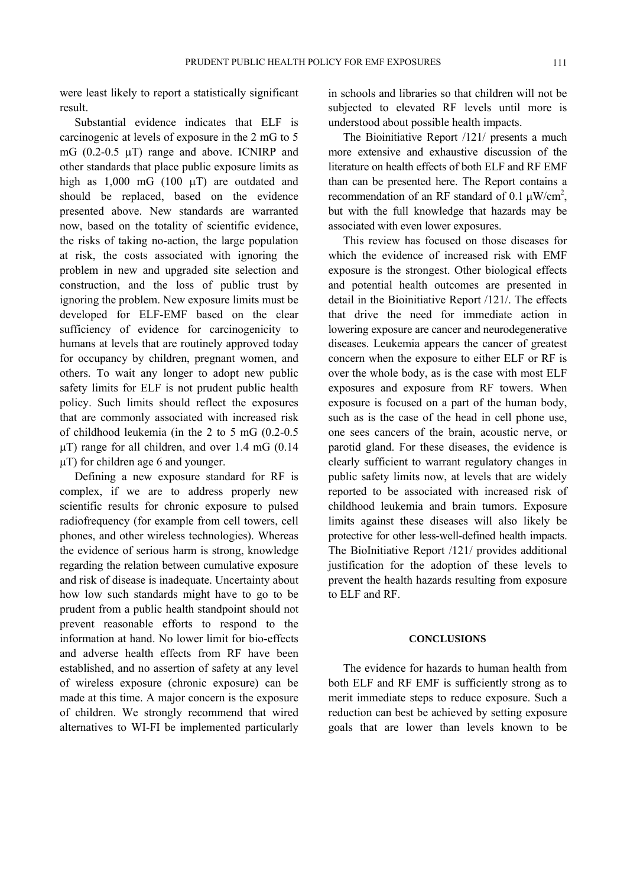were least likely to report a statistically significant result.

Substantial evidence indicates that ELF is carcinogenic at levels of exposure in the 2 mG to 5 mG (0.2-0.5 μT) range and above. ICNIRP and other standards that place public exposure limits as high as 1,000 mG (100 μT) are outdated and should be replaced, based on the evidence presented above. New standards are warranted now, based on the totality of scientific evidence, the risks of taking no-action, the large population at risk, the costs associated with ignoring the problem in new and upgraded site selection and construction, and the loss of public trust by ignoring the problem. New exposure limits must be developed for ELF-EMF based on the clear sufficiency of evidence for carcinogenicity to humans at levels that are routinely approved today for occupancy by children, pregnant women, and others. To wait any longer to adopt new public safety limits for ELF is not prudent public health policy. Such limits should reflect the exposures that are commonly associated with increased risk of childhood leukemia (in the 2 to 5 mG (0.2-0.5 μT) range for all children, and over 1.4 mG (0.14 μT) for children age 6 and younger.

Defining a new exposure standard for RF is complex, if we are to address properly new scientific results for chronic exposure to pulsed radiofrequency (for example from cell towers, cell phones, and other wireless technologies). Whereas the evidence of serious harm is strong, knowledge regarding the relation between cumulative exposure and risk of disease is inadequate. Uncertainty about how low such standards might have to go to be prudent from a public health standpoint should not prevent reasonable efforts to respond to the information at hand. No lower limit for bio-effects and adverse health effects from RF have been established, and no assertion of safety at any level of wireless exposure (chronic exposure) can be made at this time. A major concern is the exposure of children. We strongly recommend that wired alternatives to WI-FI be implemented particularly in schools and libraries so that children will not be subjected to elevated RF levels until more is understood about possible health impacts.

The Bioinitiative Report /121/ presents a much more extensive and exhaustive discussion of the literature on health effects of both ELF and RF EMF than can be presented here. The Report contains a recommendation of an RF standard of 0.1 $\mu W/cm^2$, but with the full knowledge that hazards may be associated with even lower exposures.

This review has focused on those diseases for which the evidence of increased risk with EMF exposure is the strongest. Other biological effects and potential health outcomes are presented in detail in the Bioinitiative Report /121/. The effects that drive the need for immediate action in lowering exposure are cancer and neurodegenerative diseases. Leukemia appears the cancer of greatest concern when the exposure to either ELF or RF is over the whole body, as is the case with most ELF exposures and exposure from RF towers. When exposure is focused on a part of the human body, such as is the case of the head in cell phone use, one sees cancers of the brain, acoustic nerve, or parotid gland. For these diseases, the evidence is clearly sufficient to warrant regulatory changes in public safety limits now, at levels that are widely reported to be associated with increased risk of childhood leukemia and brain tumors. Exposure limits against these diseases will also likely be protective for other less-well-defined health impacts. The BioInitiative Report /121/ provides additional justification for the adoption of these levels to prevent the health hazards resulting from exposure to ELF and RF.

## CONCLUSIONS

The evidence for hazards to human health from both ELF and RF EMF is sufficiently strong as to merit immediate steps to reduce exposure. Such a reduction can best be achieved by setting exposure goals that are lower than levels known to be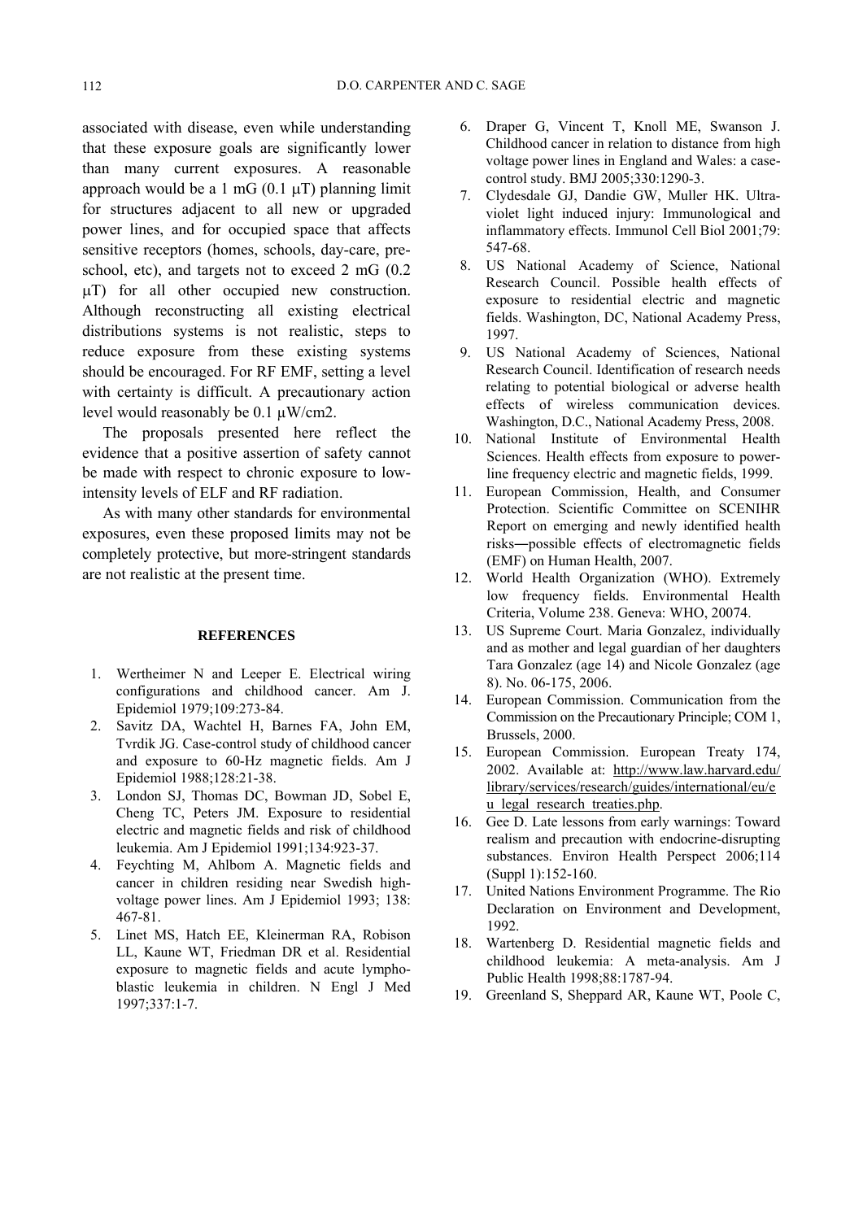associated with disease, even while understanding that these exposure goals are significantly lower than many current exposures. A reasonable approach would be a 1 mG (0.1 μT) planning limit for structures adjacent to all new or upgraded power lines, and for occupied space that affects sensitive receptors (homes, schools, day-care, pre-school, etc), and targets not to exceed 2 mG (0.2 μT) for all other occupied new construction. Although reconstructing all existing electrical distributions systems is not realistic, steps to reduce exposure from these existing systems should be encouraged. For RF EMF, setting a level with certainty is difficult. A precautionary action level would reasonably be 0.1 μW/cm2.

The proposals presented here reflect the evidence that a positive assertion of safety cannot be made with respect to chronic exposure to low-intensity levels of ELF and RF radiation.

As with many other standards for environmental exposures, even these proposed limits may not be completely protective, but more-stringent standards are not realistic at the present time.

## REFERENCES

1. Wertheimer N and Leeper E. Electrical wiring configurations and childhood cancer. Am J. Epidemiol 1979;109:273-84.
2. Savitz DA, Wachtel H, Barnes FA, John EM, Tvrdik JG. Case-control study of childhood cancer and exposure to 60-Hz magnetic fields. Am J Epidemiol 1988;128:21-38.
3. London SJ, Thomas DC, Bowman JD, Sobel E, Cheng TC, Peters JM. Exposure to residential electric and magnetic fields and risk of childhood leukemia. Am J Epidemiol 1991;134:923-37.
4. Feychting M, Ahlbom A. Magnetic fields and cancer in children residing near Swedish high-voltage power lines. Am J Epidemiol 1993; 138: 467-81.
5. Linet MS, Hatch EE, Kleinerman RA, Robison LL, Kaune WT, Friedman DR et al. Residential exposure to magnetic fields and acute lymphoblastic leukemia in children. N Engl J Med 1997;337:1-7.
6. Draper G, Vincent T, Knoll ME, Swanson J. Childhood cancer in relation to distance from high voltage power lines in England and Wales: a case-control study. BMJ 2005;330:1290-3.
7. Clydesdale GJ, Dandie GW, Muller HK. Ultraviolet light induced injury: Immunological and inflammatory effects. Immunol Cell Biol 2001;79: 547-68.
8. US National Academy of Science, National Research Council. Possible health effects of exposure to residential electric and magnetic fields. Washington, DC, National Academy Press, 1997.
9. US National Academy of Sciences, National Research Council. Identification of research needs relating to potential biological or adverse health effects of wireless communication devices. Washington, D.C., National Academy Press, 2008.
10. National Institute of Environmental Health Sciences. Health effects from exposure to power-line frequency electric and magnetic fields, 1999.
11. European Commission, Health, and Consumer Protection. Scientific Committee on SCENIHR Report on emerging and newly identified health risks―possible effects of electromagnetic fields (EMF) on Human Health, 2007.
12. World Health Organization (WHO). Extremely low frequency fields. Environmental Health Criteria, Volume 238. Geneva: WHO, 20074.
13. US Supreme Court. Maria Gonzalez, individually and as mother and legal guardian of her daughters Tara Gonzalez (age 14) and Nicole Gonzalez (age 8). No. 06-175, 2006.
14. European Commission. Communication from the Commission on the Precautionary Principle; COM 1, Brussels, 2000.
15. European Commission. European Treaty 174, 2002. Available at: http://www.law.harvard.edu/library/services/research/guides/international/eu/eu_legal_research_treaties.php.
16. Gee D. Late lessons from early warnings: Toward realism and precaution with endocrine-disrupting substances. Environ Health Perspect 2006;114 (Suppl 1):152-160.
17. United Nations Environment Programme. The Rio Declaration on Environment and Development, 1992.
18. Wartenberg D. Residential magnetic fields and childhood leukemia: A meta-analysis. Am J Public Health 1998;88:1787-94.
19. Greenland S, Sheppard AR, Kaune WT, Poole C,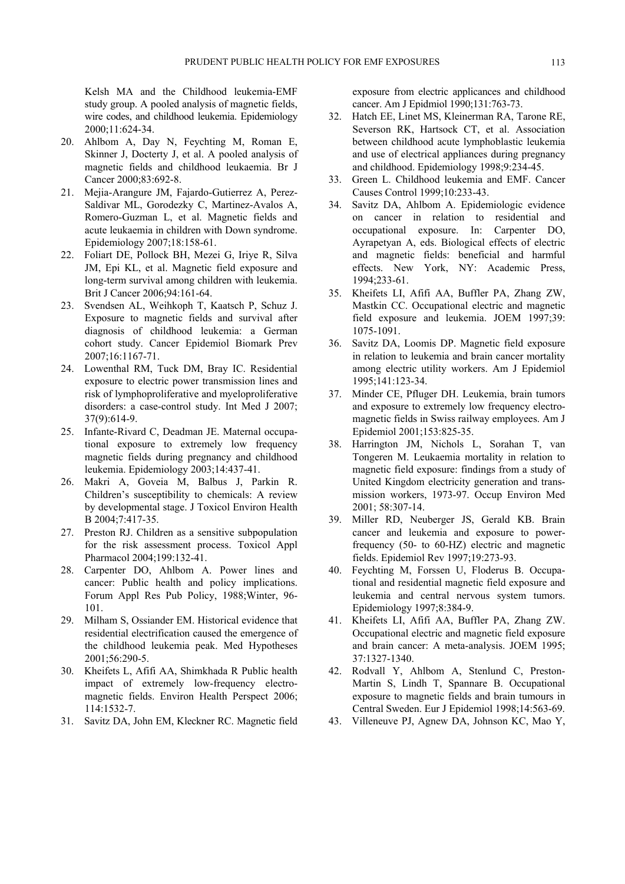Kelsh MA and the Childhood leukemia-EMF study group. A pooled analysis of magnetic fields, wire codes, and childhood leukemia. Epidemiology 2000;11:624-34.

20. Ahlbom A, Day N, Feychting M, Roman E, Skinner J, Docterty J, et al. A pooled analysis of magnetic fields and childhood leukaemia. Br J Cancer 2000;83:692-8.
21. Mejia-Arangure JM, Fajardo-Gutierrez A, Perez-Saldivar ML, Gorodezky C, Martinez-Avalos A, Romero-Guzman L, et al. Magnetic fields and acute leukaemia in children with Down syndrome. Epidemiology 2007;18:158-61.
22. Foliart DE, Pollock BH, Mezei G, Iriye R, Silva JM, Epi KL, et al. Magnetic field exposure and long-term survival among children with leukemia. Brit J Cancer 2006;94:161-64.
23. Svendsen AL, Weihkoph T, Kaatsch P, Schuz J. Exposure to magnetic fields and survival after diagnosis of childhood leukemia: a German cohort study. Cancer Epidemiol Biomark Prev 2007;16:1167-71.
24. Lowenthal RM, Tuck DM, Bray IC. Residential exposure to electric power transmission lines and risk of lymphoproliferative and myeloproliferative disorders: a case-control study. Int Med J 2007; 37(9):614-9.
25. Infante-Rivard C, Deadman JE. Maternal occupational exposure to extremely low frequency magnetic fields during pregnancy and childhood leukemia. Epidemiology 2003;14:437-41.
26. Makri A, Goveia M, Balbus J, Parkin R. Children's susceptibility to chemicals: A review by developmental stage. J Toxicol Environ Health B 2004;7:417-35.
27. Preston RJ. Children as a sensitive subpopulation for the risk assessment process. Toxicol Appl Pharmacol 2004;199:132-41.
28. Carpenter DO, Ahlbom A. Power lines and cancer: Public health and policy implications. Forum Appl Res Pub Policy, 1988;Winter, 96-101.
29. Milham S, Ossiander EM. Historical evidence that residential electrification caused the emergence of the childhood leukemia peak. Med Hypotheses 2001;56:290-5.
30. Kheifets L, Afifi AA, Shimkhada R Public health impact of extremely low-frequency electromagnetic fields. Environ Health Perspect 2006; 114:1532-7.
31. Savitz DA, John EM, Kleckner RC. Magnetic field exposure from electric applicances and childhood cancer. Am J Epidmiol 1990;131:763-73.
32. Hatch EE, Linet MS, Kleinerman RA, Tarone RE, Severson RK, Hartsock CT, et al. Association between childhood acute lymphoblastic leukemia and use of electrical appliances during pregnancy and childhood. Epidemiology 1998;9:234-45.
33. Green L. Childhood leukemia and EMF. Cancer Causes Control 1999;10:233-43.
34. Savitz DA, Ahlbom A. Epidemiologic evidence on cancer in relation to residential and occupational exposure. In: Carpenter DO, Ayrapetyan A, eds. Biological effects of electric and magnetic fields: beneficial and harmful effects. New York, NY: Academic Press, 1994;233-61.
35. Kheifets LI, Afifi AA, Buffler PA, Zhang ZW, Mastkin CC. Occupational electric and magnetic field exposure and leukemia. JOEM 1997;39: 1075-1091.
36. Savitz DA, Loomis DP. Magnetic field exposure in relation to leukemia and brain cancer mortality among electric utility workers. Am J Epidemiol 1995;141:123-34.
37. Minder CE, Pfluger DH. Leukemia, brain tumors and exposure to extremely low frequency electromagnetic fields in Swiss railway employees. Am J Epidemiol 2001;153:825-35.
38. Harrington JM, Nichols L, Sorahan T, van Tongeren M. Leukaemia mortality in relation to magnetic field exposure: findings from a study of United Kingdom electricity generation and transmission workers, 1973-97. Occup Environ Med 2001; 58:307-14.
39. Miller RD, Neuberger JS, Gerald KB. Brain cancer and leukemia and exposure to power-frequency (50- to 60-HZ) electric and magnetic fields. Epidemiol Rev 1997;19:273-93.
40. Feychting M, Forssen U, Floderus B. Occupational and residential magnetic field exposure and leukemia and central nervous system tumors. Epidemiology 1997;8:384-9.
41. Kheifets LI, Afifi AA, Buffler PA, Zhang ZW. Occupational electric and magnetic field exposure and brain cancer: A meta-analysis. JOEM 1995; 37:1327-1340.
42. Rodvall Y, Ahlbom A, Stenlund C, Preston-Martin S, Lindh T, Spannare B. Occupational exposure to magnetic fields and brain tumours in Central Sweden. Eur J Epidemiol 1998;14:563-69.
43. Villeneuve PJ, Agnew DA, Johnson KC, Mao Y,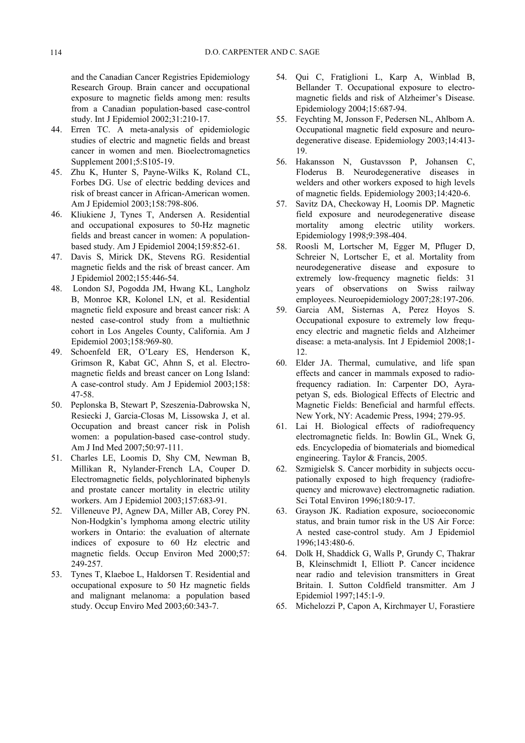and the Canadian Cancer Registries Epidemiology Research Group. Brain cancer and occupational exposure to magnetic fields among men: results from a Canadian population-based case-control study. Int J Epidemiol 2002;31:210-17.

44. Erren TC. A meta-analysis of epidemiologic studies of electric and magnetic fields and breast cancer in women and men. Bioelectromagnetics Supplement 2001;5:S105-19.
45. Zhu K, Hunter S, Payne-Wilks K, Roland CL, Forbes DG. Use of electric bedding devices and risk of breast cancer in African-American women. Am J Epidemiol 2003;158:798-806.
46. Kliukiene J, Tynes T, Andersen A. Residential and occupational exposures to 50-Hz magnetic fields and breast cancer in women: A population-based study. Am J Epidemiol 2004;159:852-61.
47. Davis S, Mirick DK, Stevens RG. Residential magnetic fields and the risk of breast cancer. Am J Epidemiol 2002;155:446-54.
48. London SJ, Pogodda JM, Hwang KL, Langholz B, Monroe KR, Kolonel LN, et al. Residential magnetic field exposure and breast cancer risk: A nested case-control study from a multiethnic cohort in Los Angeles County, California. Am J Epidemiol 2003;158:969-80.
49. Schoenfeld ER, O'Leary ES, Henderson K, Grimson R, Kabat GC, Ahnn S, et al. Electromagnetic fields and breast cancer on Long Island: A case-control study. Am J Epidemiol 2003;158: 47-58.
50. Peplonska B, Stewart P, Szeszenia-Dabrowska N, Resiecki J, Garcia-Closas M, Lissowska J, et al. Occupation and breast cancer risk in Polish women: a population-based case-control study. Am J Ind Med 2007;50:97-111.
51. Charles LE, Loomis D, Shy CM, Newman B, Millikan R, Nylander-French LA, Couper D. Electromagnetic fields, polychlorinated biphenyls and prostate cancer mortality in electric utility workers. Am J Epidemiol 2003;157:683-91.
52. Villeneuve PJ, Agnew DA, Miller AB, Corey PN. Non-Hodgkin's lymphoma among electric utility workers in Ontario: the evaluation of alternate indices of exposure to 60 Hz electric and magnetic fields. Occup Environ Med 2000;57: 249-257.
53. Tynes T, Klaeboe L, Haldorsen T. Residential and occupational exposure to 50 Hz magnetic fields and malignant melanoma: a population based study. Occup Enviro Med 2003;60:343-7.
54. Qui C, Fratiglioni L, Karp A, Winblad B, Bellander T. Occupational exposure to electromagnetic fields and risk of Alzheimer's Disease. Epidemiology 2004;15:687-94.
55. Feychting M, Jonsson F, Pedersen NL, Ahlbom A. Occupational magnetic field exposure and neurodegenerative disease. Epidemiology 2003;14:413-19.
56. Hakansson N, Gustavsson P, Johansen C, Floderus B. Neurodegenerative diseases in welders and other workers exposed to high levels of magnetic fields. Epidemiology 2003;14:420-6.
57. Savitz DA, Checkoway H, Loomis DP. Magnetic field exposure and neurodegenerative disease mortality among electric utility workers. Epidemiology 1998;9:398-404.
58. Roosli M, Lortscher M, Egger M, Pfluger D, Schreier N, Lortscher E, et al. Mortality from neurodegenerative disease and exposure to extremely low-frequency magnetic fields: 31 years of observations on Swiss railway employees. Neuroepidemiology 2007;28:197-206.
59. Garcia AM, Sisternas A, Perez Hoyos S. Occupational exposure to extremely low frequency electric and magnetic fields and Alzheimer disease: a meta-analysis. Int J Epidemiol 2008;1-12.
60. Elder JA. Thermal, cumulative, and life span effects and cancer in mammals exposed to radiofrequency radiation. In: Carpenter DO, Ayrapetyan S, eds. Biological Effects of Electric and Magnetic Fields: Beneficial and harmful effects. New York, NY: Academic Press, 1994; 279-95.
61. Lai H. Biological effects of radiofrequency electromagnetic fields. In: Bowlin GL, Wnek G, eds. Encyclopedia of biomaterials and biomedical engineering. Taylor & Francis, 2005.
62. Szmigielsk S. Cancer morbidity in subjects occupationally exposed to high frequency (radiofrequency and microwave) electromagnetic radiation. Sci Total Environ 1996;180:9-17.
63. Grayson JK. Radiation exposure, socioeconomic status, and brain tumor risk in the US Air Force: A nested case-control study. Am J Epidemiol 1996;143:480-6.
64. Dolk H, Shaddick G, Walls P, Grundy C, Thakrar B, Kleinschmidt I, Elliott P. Cancer incidence near radio and television transmitters in Great Britain. I. Sutton Coldfield transmitter. Am J Epidemiol 1997;145:1-9.
65. Michelozzi P, Capon A, Kirchmayer U, Forastiere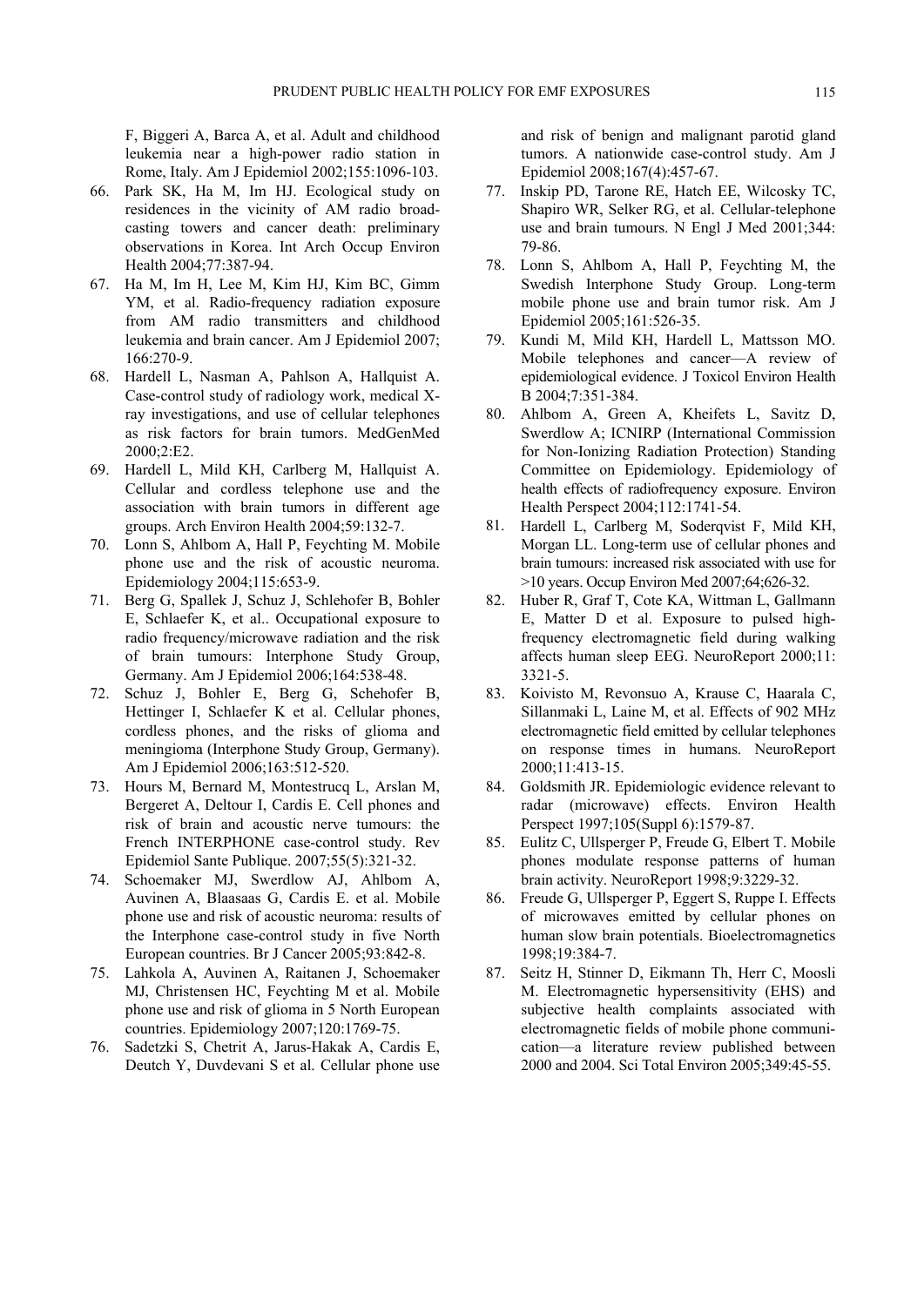F, Biggeri A, Barca A, et al. Adult and childhood leukemia near a high-power radio station in Rome, Italy. Am J Epidemiol 2002;155:1096-103.

66. Park SK, Ha M, Im HJ. Ecological study on residences in the vicinity of AM radio broadcasting towers and cancer death: preliminary observations in Korea. Int Arch Occup Environ Health 2004;77:387-94.
67. Ha M, Im H, Lee M, Kim HJ, Kim BC, Gimm YM, et al. Radio-frequency radiation exposure from AM radio transmitters and childhood leukemia and brain cancer. Am J Epidemiol 2007; 166:270-9.
68. Hardell L, Nasman A, Pahlson A, Hallquist A. Case-control study of radiology work, medical X-ray investigations, and use of cellular telephones as risk factors for brain tumors. MedGenMed 2000;2:E2.
69. Hardell L, Mild KH, Carlberg M, Hallquist A. Cellular and cordless telephone use and the association with brain tumors in different age groups. Arch Environ Health 2004;59:132-7.
70. Lonn S, Ahlbom A, Hall P, Feychting M. Mobile phone use and the risk of acoustic neuroma. Epidemiology 2004;115:653-9.
71. Berg G, Spallek J, Schuz J, Schlehofer B, Bohler E, Schlaefer K, et al.. Occupational exposure to radio frequency/microwave radiation and the risk of brain tumours: Interphone Study Group, Germany. Am J Epidemiol 2006;164:538-48.
72. Schuz J, Bohler E, Berg G, Schehofer B, Hettinger I, Schlaefer K et al. Cellular phones, cordless phones, and the risks of glioma and meningioma (Interphone Study Group, Germany). Am J Epidemiol 2006;163:512-520.
73. Hours M, Bernard M, Montestrucq L, Arslan M, Bergeret A, Deltour I, Cardis E. Cell phones and risk of brain and acoustic nerve tumours: the French INTERPHONE case-control study. Rev Epidemiol Sante Publique. 2007;55(5):321-32.
74. Schoemaker MJ, Swerdlow AJ, Ahlbom A, Auvinen A, Blaasaas G, Cardis E. et al. Mobile phone use and risk of acoustic neuroma: results of the Interphone case-control study in five North European countries. Br J Cancer 2005;93:842-8.
75. Lahkola A, Auvinen A, Raitanen J, Schoemaker MJ, Christensen HC, Feychting M et al. Mobile phone use and risk of glioma in 5 North European countries. Epidemiology 2007;120:1769-75.
76. Sadetzki S, Chetrit A, Jarus-Hakak A, Cardis E, Deutch Y, Duvdevani S et al. Cellular phone use and risk of benign and malignant parotid gland tumors. A nationwide case-control study. Am J Epidemiol 2008;167(4):457-67.
77. Inskip PD, Tarone RE, Hatch EE, Wilcosky TC, Shapiro WR, Selker RG, et al. Cellular-telephone use and brain tumours. N Engl J Med 2001;344: 79-86.
78. Lonn S, Ahlbom A, Hall P, Feychting M, the Swedish Interphone Study Group. Long-term mobile phone use and brain tumor risk. Am J Epidemiol 2005;161:526-35.
79. Kundi M, Mild KH, Hardell L, Mattsson MO. Mobile telephones and cancer—A review of epidemiological evidence. J Toxicol Environ Health B 2004;7:351-384.
80. Ahlbom A, Green A, Kheifets L, Savitz D, Swerdlow A; ICNIRP (International Commission for Non-Ionizing Radiation Protection) Standing Committee on Epidemiology. Epidemiology of health effects of radiofrequency exposure. Environ Health Perspect 2004;112:1741-54.
81. Hardell L, Carlberg M, Soderqvist F, Mild KH, Morgan LL. Long-term use of cellular phones and brain tumours: increased risk associated with use for >10 years. Occup Environ Med 2007;64;626-32.
82. Huber R, Graf T, Cote KA, Wittman L, Gallmann E, Matter D et al. Exposure to pulsed high-frequency electromagnetic field during walking affects human sleep EEG. NeuroReport 2000;11: 3321-5.
83. Koivisto M, Revonsuo A, Krause C, Haarala C, Sillanmaki L, Laine M, et al. Effects of 902 MHz electromagnetic field emitted by cellular telephones on response times in humans. NeuroReport 2000;11:413-15.
84. Goldsmith JR. Epidemiologic evidence relevant to radar (microwave) effects. Environ Health Perspect 1997;105(Suppl 6):1579-87.
85. Eulitz C, Ullsperger P, Freude G, Elbert T. Mobile phones modulate response patterns of human brain activity. NeuroReport 1998;9:3229-32.
86. Freude G, Ullsperger P, Eggert S, Ruppe I. Effects of microwaves emitted by cellular phones on human slow brain potentials. Bioelectromagnetics 1998;19:384-7.
87. Seitz H, Stinner D, Eikmann Th, Herr C, Moosli M. Electromagnetic hypersensitivity (EHS) and subjective health complaints associated with electromagnetic fields of mobile phone communication—a literature review published between 2000 and 2004. Sci Total Environ 2005;349:45-55.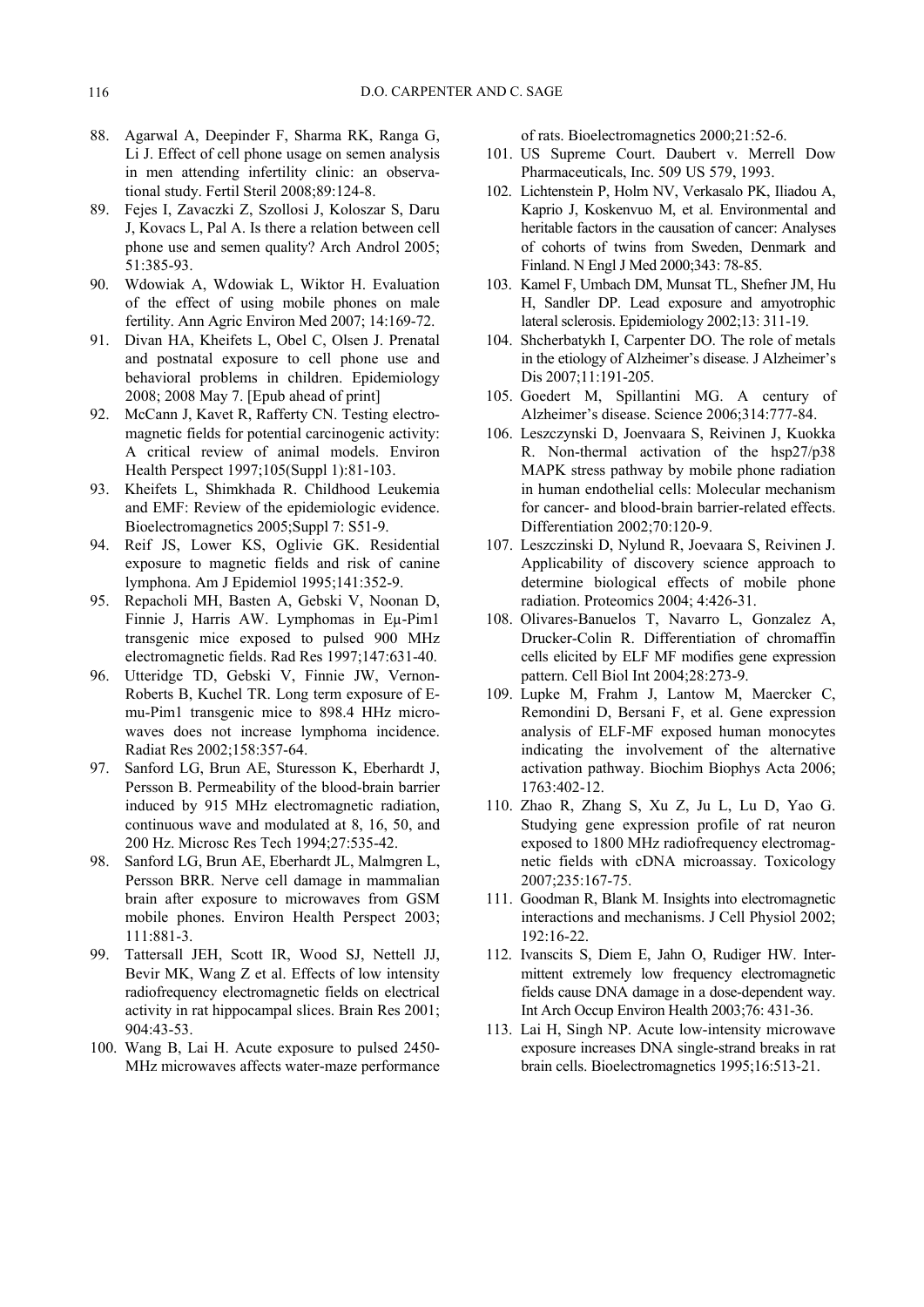88. Agarwal A, Deepinder F, Sharma RK, Ranga G, Li J. Effect of cell phone usage on semen analysis in men attending infertility clinic: an observational study. Fertil Steril 2008;89:124-8.
89. Fejes I, Zavaczki Z, Szollosi J, Koloszar S, Daru J, Kovacs L, Pal A. Is there a relation between cell phone use and semen quality? Arch Androl 2005; 51:385-93.
90. Wdowiak A, Wdowiak L, Wiktor H. Evaluation of the effect of using mobile phones on male fertility. Ann Agric Environ Med 2007; 14:169-72.
91. Divan HA, Kheifets L, Obel C, Olsen J. Prenatal and postnatal exposure to cell phone use and behavioral problems in children. Epidemiology 2008; 2008 May 7. [Epub ahead of print]
92. McCann J, Kavet R, Rafferty CN. Testing electromagnetic fields for potential carcinogenic activity: A critical review of animal models. Environ Health Perspect 1997;105(Suppl 1):81-103.
93. Kheifets L, Shimkhada R. Childhood Leukemia and EMF: Review of the epidemiologic evidence. Bioelectromagnetics 2005;Suppl 7: S51-9.
94. Reif JS, Lower KS, Oglivie GK. Residential exposure to magnetic fields and risk of canine lymphona. Am J Epidemiol 1995;141:352-9.
95. Repacholi MH, Basten A, Gebski V, Noonan D, Finnie J, Harris AW. Lymphomas in Eμ-Pim1 transgenic mice exposed to pulsed 900 MHz electromagnetic fields. Rad Res 1997;147:631-40.
96. Utteridge TD, Gebski V, Finnie JW, Vernon-Roberts B, Kuchel TR. Long term exposure of E-mu-Pim1 transgenic mice to 898.4 HHz microwaves does not increase lymphoma incidence. Radiat Res 2002;158:357-64.
97. Sanford LG, Brun AE, Sturesson K, Eberhardt J, Persson B. Permeability of the blood-brain barrier induced by 915 MHz electromagnetic radiation, continuous wave and modulated at 8, 16, 50, and 200 Hz. Microsc Res Tech 1994;27:535-42.
98. Sanford LG, Brun AE, Eberhardt JL, Malmgren L, Persson BRR. Nerve cell damage in mammalian brain after exposure to microwaves from GSM mobile phones. Environ Health Perspect 2003; 111:881-3.
99. Tattersall JEH, Scott IR, Wood SJ, Nettell JJ, Bevir MK, Wang Z et al. Effects of low intensity radiofrequency electromagnetic fields on electrical activity in rat hippocampal slices. Brain Res 2001; 904:43-53.
100. Wang B, Lai H. Acute exposure to pulsed 2450-MHz microwaves affects water-maze performance of rats. Bioelectromagnetics 2000;21:52-6.
101. US Supreme Court. Daubert v. Merrell Dow Pharmaceuticals, Inc. 509 US 579, 1993.
102. Lichtenstein P, Holm NV, Verkasalo PK, Iliadou A, Kaprio J, Koskenvuo M, et al. Environmental and heritable factors in the causation of cancer: Analyses of cohorts of twins from Sweden, Denmark and Finland. N Engl J Med 2000;343: 78-85.
103. Kamel F, Umbach DM, Munsat TL, Shefner JM, Hu H, Sandler DP. Lead exposure and amyotrophic lateral sclerosis. Epidemiology 2002;13: 311-19.
104. Shcherbatykh I, Carpenter DO. The role of metals in the etiology of Alzheimer's disease. J Alzheimer's Dis 2007;11:191-205.
105. Goedert M, Spillantini MG. A century of Alzheimer's disease. Science 2006;314:777-84.
106. Leszczynski D, Joenvaara S, Reivinen J, Kuokka R. Non-thermal activation of the hsp27/p38 MAPK stress pathway by mobile phone radiation in human endothelial cells: Molecular mechanism for cancer- and blood-brain barrier-related effects. Differentiation 2002;70:120-9.
107. Leszczinski D, Nylund R, Joevaara S, Reivinen J. Applicability of discovery science approach to determine biological effects of mobile phone radiation. Proteomics 2004; 4:426-31.
108. Olivares-Banuelos T, Navarro L, Gonzalez A, Drucker-Colin R. Differentiation of chromaffin cells elicited by ELF MF modifies gene expression pattern. Cell Biol Int 2004;28:273-9.
109. Lupke M, Frahm J, Lantow M, Maercker C, Remondini D, Bersani F, et al. Gene expression analysis of ELF-MF exposed human monocytes indicating the involvement of the alternative activation pathway. Biochim Biophys Acta 2006; 1763:402-12.
110. Zhao R, Zhang S, Xu Z, Ju L, Lu D, Yao G. Studying gene expression profile of rat neuron exposed to 1800 MHz radiofrequency electromagnetic fields with cDNA microassay. Toxicology 2007;235:167-75.
111. Goodman R, Blank M. Insights into electromagnetic interactions and mechanisms. J Cell Physiol 2002; 192:16-22.
112. Ivanscits S, Diem E, Jahn O, Rudiger HW. Intermittent extremely low frequency electromagnetic fields cause DNA damage in a dose-dependent way. Int Arch Occup Environ Health 2003;76: 431-36.
113. Lai H, Singh NP. Acute low-intensity microwave exposure increases DNA single-strand breaks in rat brain cells. Bioelectromagnetics 1995;16:513-21.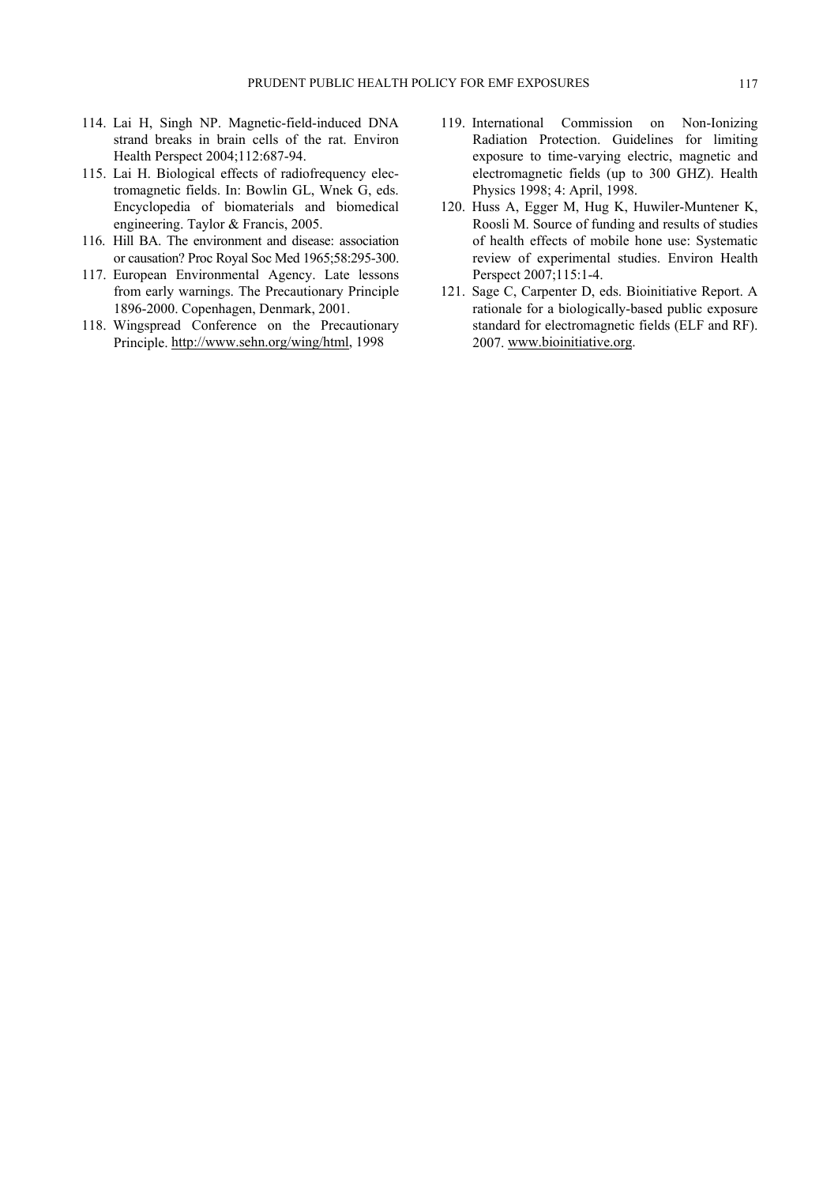114. Lai H, Singh NP. Magnetic-field-induced DNA strand breaks in brain cells of the rat. Environ Health Perspect 2004;112:687-94.
115. Lai H. Biological effects of radiofrequency electromagnetic fields. In: Bowlin GL, Wnek G, eds. Encyclopedia of biomaterials and biomedical engineering. Taylor & Francis, 2005.
116. Hill BA. The environment and disease: association or causation? Proc Royal Soc Med 1965;58:295-300.
117. European Environmental Agency. Late lessons from early warnings. The Precautionary Principle 1896-2000. Copenhagen, Denmark, 2001.
118. Wingspread Conference on the Precautionary Principle. http://www.sehn.org/wing/html, 1998
119. International Commission on Non-Ionizing Radiation Protection. Guidelines for limiting exposure to time-varying electric, magnetic and electromagnetic fields (up to 300 GHZ). Health Physics 1998; 4: April, 1998.
120. Huss A, Egger M, Hug K, Huwiler-Muntener K, Roosli M. Source of funding and results of studies of health effects of mobile hone use: Systematic review of experimental studies. Environ Health Perspect 2007;115:1-4.
121. Sage C, Carpenter D, eds. Bioinitiative Report. A rationale for a biologically-based public exposure standard for electromagnetic fields (ELF and RF). 2007. www.bioinitiative.org.